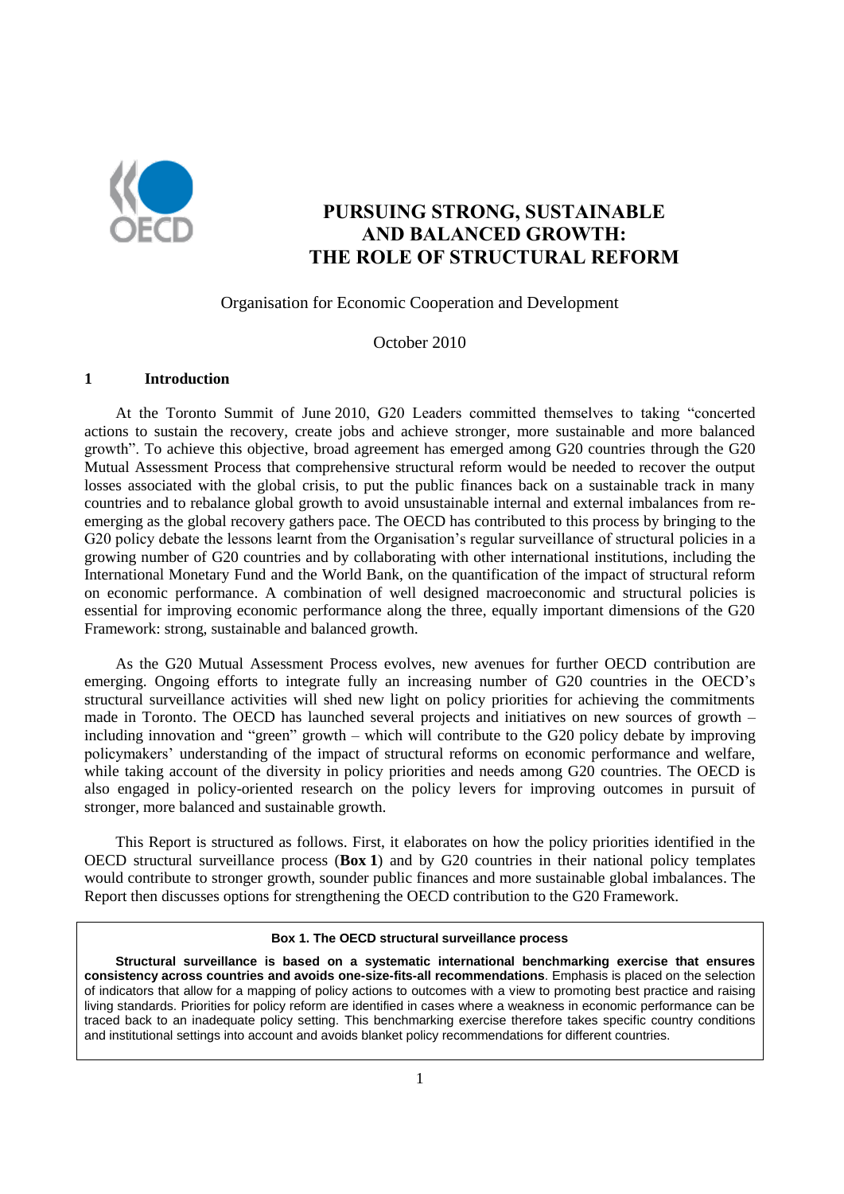# PURSUING STRONG, SUSTAINABLE AND BALANCED GROWTH: THE ROLE OF STRUCTURAL REFORM

Organisation for Economic Cooperation and Development

October 2010

## 1 Introduction

At the Toronto Summit of June 2010, G20 Leaders committed themselves to taking "concerted actions to sustain the recovery, create jobs and achieve stronger, more sustainable and more balanced growth". To achieve this objective, broad agreement has emerged among G20 countries through the G20 Mutual Assessment Process that comprehensive structural reform would be needed to recover the output losses associated with the global crisis, to put the public finances back on a sustainable track in many countries and to rebalance global growth to avoid unsustainable internal and external imbalances from re-emerging as the global recovery gathers pace. The OECD has contributed to this process by bringing to the G20 policy debate the lessons learnt from the Organisation's regular surveillance of structural policies in a growing number of G20 countries and by collaborating with other international institutions, including the International Monetary Fund and the World Bank, on the quantification of the impact of structural reform on economic performance. A combination of well designed macroeconomic and structural policies is essential for improving economic performance along the three, equally important dimensions of the G20 Framework: strong, sustainable and balanced growth.

As the G20 Mutual Assessment Process evolves, new avenues for further OECD contribution are emerging. Ongoing efforts to integrate fully an increasing number of G20 countries in the OECD's structural surveillance activities will shed new light on policy priorities for achieving the commitments made in Toronto. The OECD has launched several projects and initiatives on new sources of growth – including innovation and "green" growth – which will contribute to the G20 policy debate by improving policymakers' understanding of the impact of structural reforms on economic performance and welfare, while taking account of the diversity in policy priorities and needs among G20 countries. The OECD is also engaged in policy-oriented research on the policy levers for improving outcomes in pursuit of stronger, more balanced and sustainable growth.

This Report is structured as follows. First, it elaborates on how the policy priorities identified in the OECD structural surveillance process (**Box 1**) and by G20 countries in their national policy templates would contribute to stronger growth, sounder public finances and more sustainable global imbalances. The Report then discusses options for strengthening the OECD contribution to the G20 Framework.

> **Box 1. The OECD structural surveillance process**
>
> **Structural surveillance is based on a systematic international benchmarking exercise that ensures consistency across countries and avoids one-size-fits-all recommendations**. Emphasis is placed on the selection of indicators that allow for a mapping of policy actions to outcomes with a view to promoting best practice and raising living standards. Priorities for policy reform are identified in cases where a weakness in economic performance can be traced back to an inadequate policy setting. This benchmarking exercise therefore takes specific country conditions and institutional settings into account and avoids blanket policy recommendations for different countries.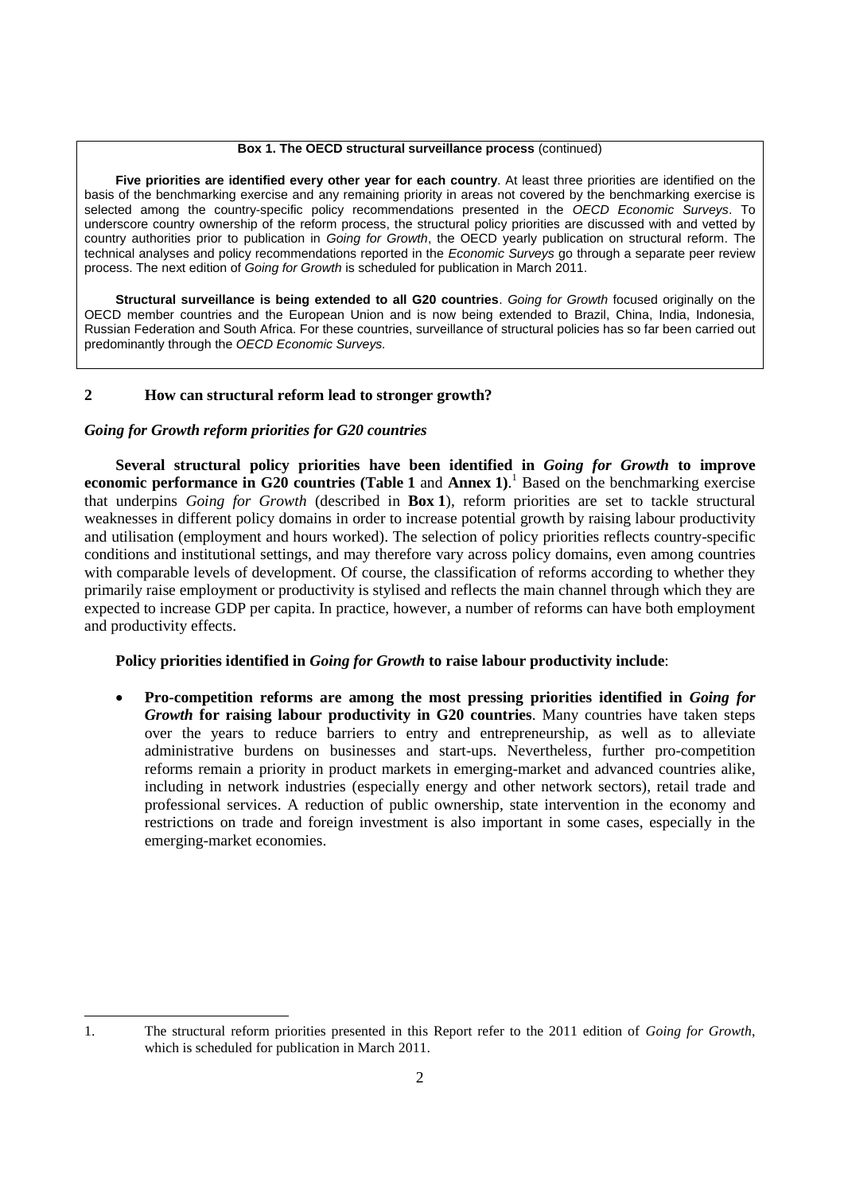**Box 1. The OECD structural surveillance process** (continued)

**Five priorities are identified every other year for each country**. At least three priorities are identified on the basis of the benchmarking exercise and any remaining priority in areas not covered by the benchmarking exercise is selected among the country-specific policy recommendations presented in the *OECD Economic Surveys*. To underscore country ownership of the reform process, the structural policy priorities are discussed with and vetted by country authorities prior to publication in *Going for Growth*, the OECD yearly publication on structural reform. The technical analyses and policy recommendations reported in the *Economic Surveys* go through a separate peer review process. The next edition of *Going for Growth* is scheduled for publication in March 2011.

**Structural surveillance is being extended to all G20 countries**. *Going for Growth* focused originally on the OECD member countries and the European Union and is now being extended to Brazil, China, India, Indonesia, Russian Federation and South Africa. For these countries, surveillance of structural policies has so far been carried out predominantly through the *OECD Economic Surveys.*

## 2 How can structural reform lead to stronger growth?

### *Going for Growth reform priorities for G20 countries*

**Several structural policy priorities have been identified in *Going for Growth* to improve economic performance in G20 countries (Table 1** and **Annex 1)**.[1] Based on the benchmarking exercise that underpins *Going for Growth* (described in **Box 1**), reform priorities are set to tackle structural weaknesses in different policy domains in order to increase potential growth by raising labour productivity and utilisation (employment and hours worked). The selection of policy priorities reflects country-specific conditions and institutional settings, and may therefore vary across policy domains, even among countries with comparable levels of development. Of course, the classification of reforms according to whether they primarily raise employment or productivity is stylised and reflects the main channel through which they are expected to increase GDP per capita. In practice, however, a number of reforms can have both employment and productivity effects.

**Policy priorities identified in *Going for Growth* to raise labour productivity include**:

- **Pro-competition reforms are among the most pressing priorities identified in *Going for Growth* for raising labour productivity in G20 countries**. Many countries have taken steps over the years to reduce barriers to entry and entrepreneurship, as well as to alleviate administrative burdens on businesses and start-ups. Nevertheless, further pro-competition reforms remain a priority in product markets in emerging-market and advanced countries alike, including in network industries (especially energy and other network sectors), retail trade and professional services. A reduction of public ownership, state intervention in the economy and restrictions on trade and foreign investment is also important in some cases, especially in the emerging-market economies.

---

1. The structural reform priorities presented in this Report refer to the 2011 edition of *Going for Growth*, which is scheduled for publication in March 2011.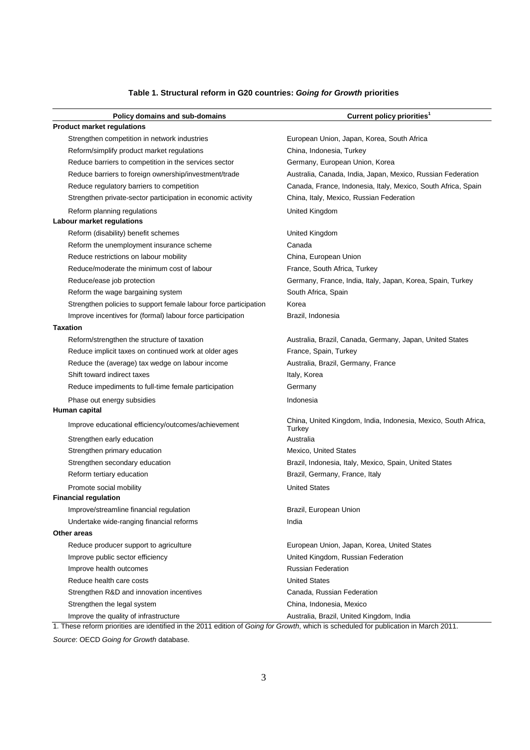**Table 1. Structural reform in G20 countries: *Going for Growth* priorities**

| Policy domains and sub-domains | Current policy priorities[1] |
|---|---|
| **Product market regulations** | |
| Strengthen competition in network industries | European Union, Japan, Korea, South Africa |
| Reform/simplify product market regulations | China, Indonesia, Turkey |
| Reduce barriers to competition in the services sector | Germany, European Union, Korea |
| Reduce barriers to foreign ownership/investment/trade | Australia, Canada, India, Japan, Mexico, Russian Federation |
| Reduce regulatory barriers to competition | Canada, France, Indonesia, Italy, Mexico, South Africa, Spain |
| Strengthen private-sector participation in economic activity | China, Italy, Mexico, Russian Federation |
| Reform planning regulations | United Kingdom |
| **Labour market regulations** | |
| Reform (disability) benefit schemes | United Kingdom |
| Reform the unemployment insurance scheme | Canada |
| Reduce restrictions on labour mobility | China, European Union |
| Reduce/moderate the minimum cost of labour | France, South Africa, Turkey |
| Reduce/ease job protection | Germany, France, India, Italy, Japan, Korea, Spain, Turkey |
| Reform the wage bargaining system | South Africa, Spain |
| Strengthen policies to support female labour force participation | Korea |
| Improve incentives for (formal) labour force participation | Brazil, Indonesia |
| **Taxation** | |
| Reform/strengthen the structure of taxation | Australia, Brazil, Canada, Germany, Japan, United States |
| Reduce implicit taxes on continued work at older ages | France, Spain, Turkey |
| Reduce the (average) tax wedge on labour income | Australia, Brazil, Germany, France |
| Shift toward indirect taxes | Italy, Korea |
| Reduce impediments to full-time female participation | Germany |
| Phase out energy subsidies | Indonesia |
| **Human capital** | |
| Improve educational efficiency/outcomes/achievement | China, United Kingdom, India, Indonesia, Mexico, South Africa, Turkey |
| Strengthen early education | Australia |
| Strengthen primary education | Mexico, United States |
| Strengthen secondary education | Brazil, Indonesia, Italy, Mexico, Spain, United States |
| Reform tertiary education | Brazil, Germany, France, Italy |
| Promote social mobility | United States |
| **Financial regulation** | |
| Improve/streamline financial regulation | Brazil, European Union |
| Undertake wide-ranging financial reforms | India |
| **Other areas** | |
| Reduce producer support to agriculture | European Union, Japan, Korea, United States |
| Improve public sector efficiency | United Kingdom, Russian Federation |
| Improve health outcomes | Russian Federation |
| Reduce health care costs | United States |
| Strengthen R&D and innovation incentives | Canada, Russian Federation |
| Strengthen the legal system | China, Indonesia, Mexico |
| Improve the quality of infrastructure | Australia, Brazil, United Kingdom, India |

1. These reform priorities are identified in the 2011 edition of *Going for Growth*, which is scheduled for publication in March 2011.

*Source*: OECD *Going for Growth* database.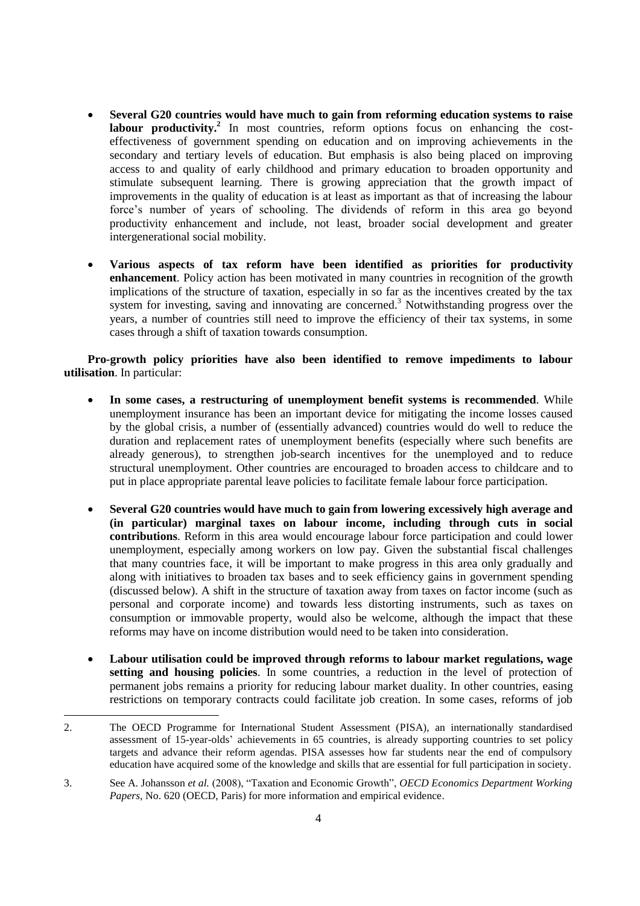- **Several G20 countries would have much to gain from reforming education systems to raise labour productivity.**[2] In most countries, reform options focus on enhancing the cost-effectiveness of government spending on education and on improving achievements in the secondary and tertiary levels of education. But emphasis is also being placed on improving access to and quality of early childhood and primary education to broaden opportunity and stimulate subsequent learning. There is growing appreciation that the growth impact of improvements in the quality of education is at least as important as that of increasing the labour force's number of years of schooling. The dividends of reform in this area go beyond productivity enhancement and include, not least, broader social development and greater intergenerational social mobility.

- **Various aspects of tax reform have been identified as priorities for productivity enhancement**. Policy action has been motivated in many countries in recognition of the growth implications of the structure of taxation, especially in so far as the incentives created by the tax system for investing, saving and innovating are concerned.[3] Notwithstanding progress over the years, a number of countries still need to improve the efficiency of their tax systems, in some cases through a shift of taxation towards consumption.

**Pro-growth policy priorities have also been identified to remove impediments to labour utilisation**. In particular:

- **In some cases, a restructuring of unemployment benefit systems is recommended**. While unemployment insurance has been an important device for mitigating the income losses caused by the global crisis, a number of (essentially advanced) countries would do well to reduce the duration and replacement rates of unemployment benefits (especially where such benefits are already generous), to strengthen job-search incentives for the unemployed and to reduce structural unemployment. Other countries are encouraged to broaden access to childcare and to put in place appropriate parental leave policies to facilitate female labour force participation.

- **Several G20 countries would have much to gain from lowering excessively high average and (in particular) marginal taxes on labour income, including through cuts in social contributions**. Reform in this area would encourage labour force participation and could lower unemployment, especially among workers on low pay. Given the substantial fiscal challenges that many countries face, it will be important to make progress in this area only gradually and along with initiatives to broaden tax bases and to seek efficiency gains in government spending (discussed below). A shift in the structure of taxation away from taxes on factor income (such as personal and corporate income) and towards less distorting instruments, such as taxes on consumption or immovable property, would also be welcome, although the impact that these reforms may have on income distribution would need to be taken into consideration.

- **Labour utilisation could be improved through reforms to labour market regulations, wage setting and housing policies**. In some countries, a reduction in the level of protection of permanent jobs remains a priority for reducing labour market duality. In other countries, easing restrictions on temporary contracts could facilitate job creation. In some cases, reforms of job

---

2. The OECD Programme for International Student Assessment (PISA), an internationally standardised assessment of 15-year-olds' achievements in 65 countries, is already supporting countries to set policy targets and advance their reform agendas. PISA assesses how far students near the end of compulsory education have acquired some of the knowledge and skills that are essential for full participation in society.

3. See A. Johansson *et al.* (2008), "Taxation and Economic Growth", *OECD Economics Department Working Papers*, No. 620 (OECD, Paris) for more information and empirical evidence.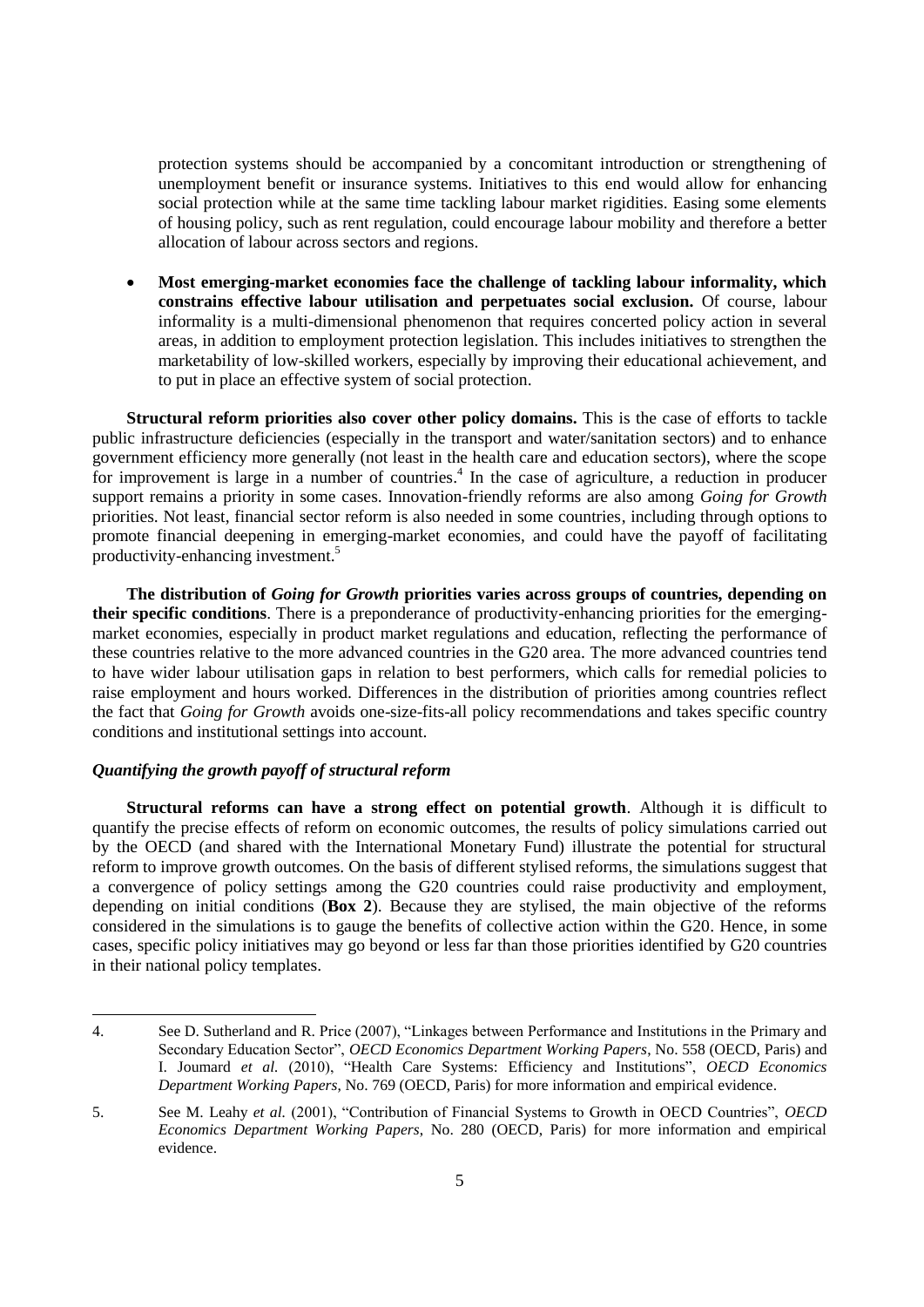protection systems should be accompanied by a concomitant introduction or strengthening of unemployment benefit or insurance systems. Initiatives to this end would allow for enhancing social protection while at the same time tackling labour market rigidities. Easing some elements of housing policy, such as rent regulation, could encourage labour mobility and therefore a better allocation of labour across sectors and regions.

- **Most emerging-market economies face the challenge of tackling labour informality, which constrains effective labour utilisation and perpetuates social exclusion.** Of course, labour informality is a multi-dimensional phenomenon that requires concerted policy action in several areas, in addition to employment protection legislation. This includes initiatives to strengthen the marketability of low-skilled workers, especially by improving their educational achievement, and to put in place an effective system of social protection.

**Structural reform priorities also cover other policy domains.** This is the case of efforts to tackle public infrastructure deficiencies (especially in the transport and water/sanitation sectors) and to enhance government efficiency more generally (not least in the health care and education sectors), where the scope for improvement is large in a number of countries.[4] In the case of agriculture, a reduction in producer support remains a priority in some cases. Innovation-friendly reforms are also among *Going for Growth* priorities. Not least, financial sector reform is also needed in some countries, including through options to promote financial deepening in emerging-market economies, and could have the payoff of facilitating productivity-enhancing investment.[5]

**The distribution of *Going for Growth* priorities varies across groups of countries, depending on their specific conditions**. There is a preponderance of productivity-enhancing priorities for the emerging-market economies, especially in product market regulations and education, reflecting the performance of these countries relative to the more advanced countries in the G20 area. The more advanced countries tend to have wider labour utilisation gaps in relation to best performers, which calls for remedial policies to raise employment and hours worked. Differences in the distribution of priorities among countries reflect the fact that *Going for Growth* avoids one-size-fits-all policy recommendations and takes specific country conditions and institutional settings into account.

### *Quantifying the growth payoff of structural reform*

**Structural reforms can have a strong effect on potential growth**. Although it is difficult to quantify the precise effects of reform on economic outcomes, the results of policy simulations carried out by the OECD (and shared with the International Monetary Fund) illustrate the potential for structural reform to improve growth outcomes. On the basis of different stylised reforms, the simulations suggest that a convergence of policy settings among the G20 countries could raise productivity and employment, depending on initial conditions (**Box 2**). Because they are stylised, the main objective of the reforms considered in the simulations is to gauge the benefits of collective action within the G20. Hence, in some cases, specific policy initiatives may go beyond or less far than those priorities identified by G20 countries in their national policy templates.

---

4. See D. Sutherland and R. Price (2007), "Linkages between Performance and Institutions in the Primary and Secondary Education Sector", *OECD Economics Department Working Papers*, No. 558 (OECD, Paris) and I. Joumard *et al.* (2010), "Health Care Systems: Efficiency and Institutions", *OECD Economics Department Working Papers*, No. 769 (OECD, Paris) for more information and empirical evidence.

5. See M. Leahy *et al.* (2001), "Contribution of Financial Systems to Growth in OECD Countries", *OECD Economics Department Working Papers*, No. 280 (OECD, Paris) for more information and empirical evidence.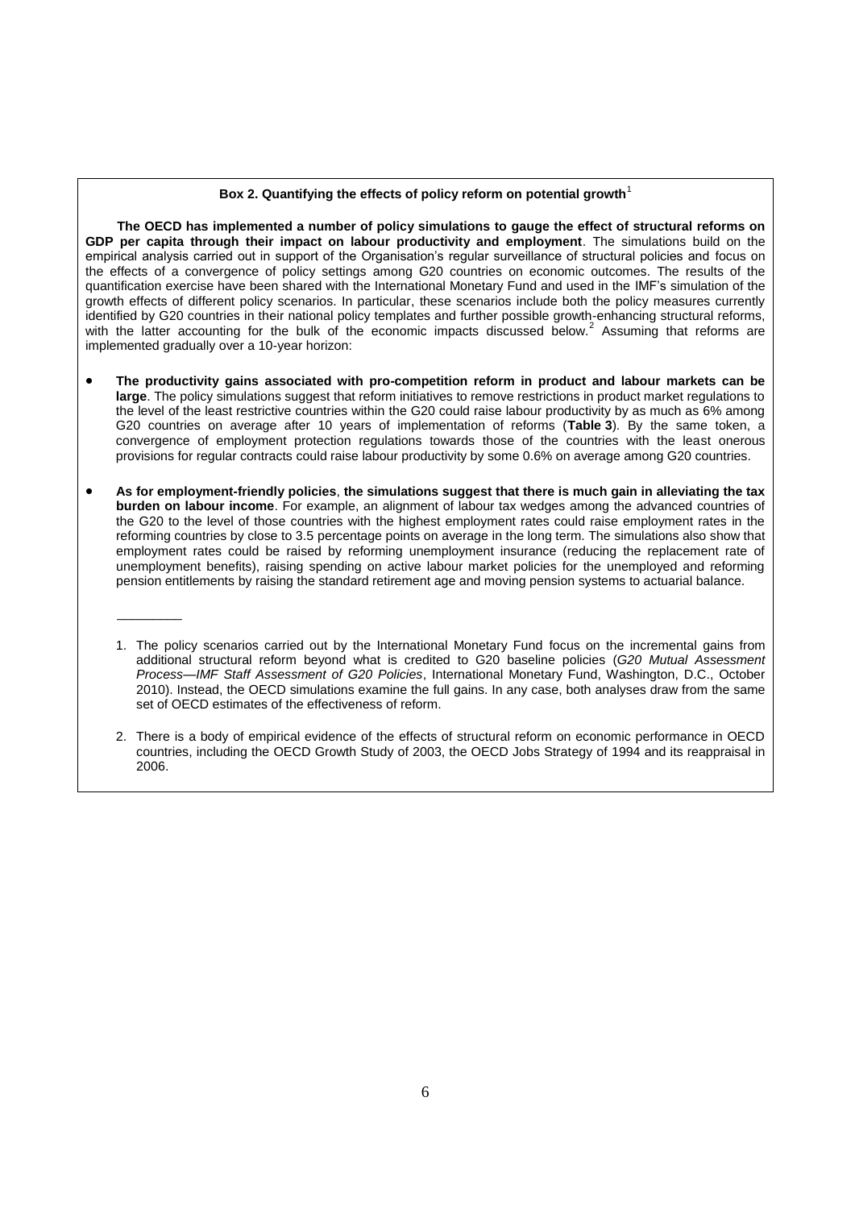### Box 2. Quantifying the effects of policy reform on potential growth[1]

**The OECD has implemented a number of policy simulations to gauge the effect of structural reforms on GDP per capita through their impact on labour productivity and employment**. The simulations build on the empirical analysis carried out in support of the Organisation's regular surveillance of structural policies and focus on the effects of a convergence of policy settings among G20 countries on economic outcomes. The results of the quantification exercise have been shared with the International Monetary Fund and used in the IMF's simulation of the growth effects of different policy scenarios. In particular, these scenarios include both the policy measures currently identified by G20 countries in their national policy templates and further possible growth-enhancing structural reforms, with the latter accounting for the bulk of the economic impacts discussed below.[2] Assuming that reforms are implemented gradually over a 10-year horizon:

- **The productivity gains associated with pro-competition reform in product and labour markets can be large**. The policy simulations suggest that reform initiatives to remove restrictions in product market regulations to the level of the least restrictive countries within the G20 could raise labour productivity by as much as 6% among G20 countries on average after 10 years of implementation of reforms (**Table 3**). By the same token, a convergence of employment protection regulations towards those of the countries with the least onerous provisions for regular contracts could raise labour productivity by some 0.6% on average among G20 countries.
- **As for employment-friendly policies**, **the simulations suggest that there is much gain in alleviating the tax burden on labour income**. For example, an alignment of labour tax wedges among the advanced countries of the G20 to the level of those countries with the highest employment rates could raise employment rates in the reforming countries by close to 3.5 percentage points on average in the long term. The simulations also show that employment rates could be raised by reforming unemployment insurance (reducing the replacement rate of unemployment benefits), raising spending on active labour market policies for the unemployed and reforming pension entitlements by raising the standard retirement age and moving pension systems to actuarial balance.

---

1. The policy scenarios carried out by the International Monetary Fund focus on the incremental gains from additional structural reform beyond what is credited to G20 baseline policies (*G20 Mutual Assessment Process—IMF Staff Assessment of G20 Policies*, International Monetary Fund, Washington, D.C., October 2010). Instead, the OECD simulations examine the full gains. In any case, both analyses draw from the same set of OECD estimates of the effectiveness of reform.

2. There is a body of empirical evidence of the effects of structural reform on economic performance in OECD countries, including the OECD Growth Study of 2003, the OECD Jobs Strategy of 1994 and its reappraisal in 2006.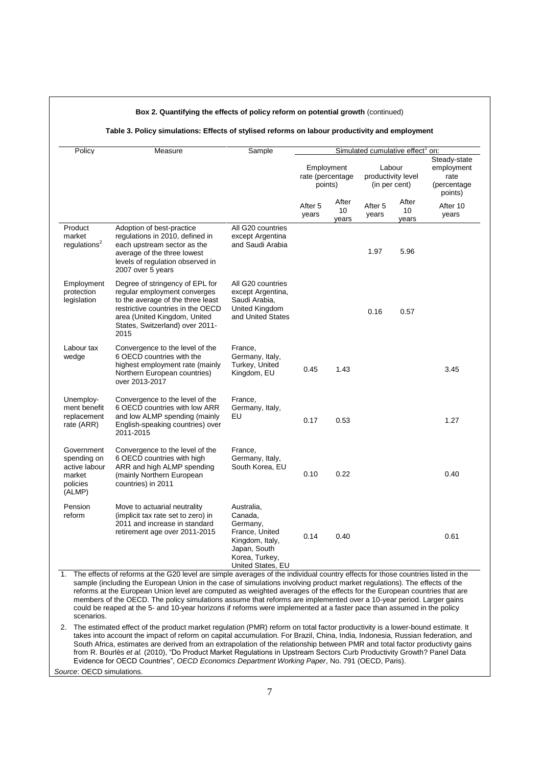**Box 2. Quantifying the effects of policy reform on potential growth** (continued)

**Table 3. Policy simulations: Effects of stylised reforms on labour productivity and employment**

| Policy | Measure | Sample | Simulated cumulative effect[1] on: | | | | |
|---|---|---|---|---|---|---|---|
| | | | Employment rate (percentage points) | | Labour productivity level (in per cent) | | Steady-state employment rate (percentage points) |
| | | | After 5 years | After 10 years | After 5 years | After 10 years | After 10 years |
| Product market regulations[2] | Adoption of best-practice regulations in 2010, defined in each upstream sector as the average of the three lowest levels of regulation observed in 2007 over 5 years | All G20 countries except Argentina and Saudi Arabia | | | 1.97 | 5.96 | |
| Employment protection legislation | Degree of stringency of EPL for regular employment converges to the average of the three least restrictive countries in the OECD area (United Kingdom, United States, Switzerland) over 2011-2015 | All G20 countries except Argentina, Saudi Arabia, United Kingdom and United States | | | 0.16 | 0.57 | |
| Labour tax wedge | Convergence to the level of the 6 OECD countries with the highest employment rate (mainly Northern European countries) over 2013-2017 | France, Germany, Italy, Turkey, United Kingdom, EU | 0.45 | 1.43 | | | 3.45 |
| Unemploy-ment benefit replacement rate (ARR) | Convergence to the level of the 6 OECD countries with low ARR and low ALMP spending (mainly English-speaking countries) over 2011-2015 | France, Germany, Italy, EU | 0.17 | 0.53 | | | 1.27 |
| Government spending on active labour market policies (ALMP) | Convergence to the level of the 6 OECD countries with high ARR and high ALMP spending (mainly Northern European countries) in 2011 | France, Germany, Italy, South Korea, EU | 0.10 | 0.22 | | | 0.40 |
| Pension reform | Move to actuarial neutrality (implicit tax rate set to zero) in 2011 and increase in standard retirement age over 2011-2015 | Australia, Canada, Germany, France, United Kingdom, Italy, Japan, South Korea, Turkey, United States, EU | 0.14 | 0.40 | | | 0.61 |

1. The effects of reforms at the G20 level are simple averages of the individual country effects for those countries listed in the sample (including the European Union in the case of simulations involving product market regulations). The effects of the reforms at the European Union level are computed as weighted averages of the effects for the European countries that are members of the OECD. The policy simulations assume that reforms are implemented over a 10-year period. Larger gains could be reaped at the 5- and 10-year horizons if reforms were implemented at a faster pace than assumed in the policy scenarios.
2. The estimated effect of the product market regulation (PMR) reform on total factor productivity is a lower-bound estimate. It takes into account the impact of reform on capital accumulation. For Brazil, China, India, Indonesia, Russian federation, and South Africa, estimates are derived from an extrapolation of the relationship between PMR and total factor productivty gains from R. Bourlès *et al.* (2010), "Do Product Market Regulations in Upstream Sectors Curb Productivity Growth? Panel Data Evidence for OECD Countries", *OECD Economics Department Working Paper*, No. 791 (OECD, Paris).

*Source*: OECD simulations.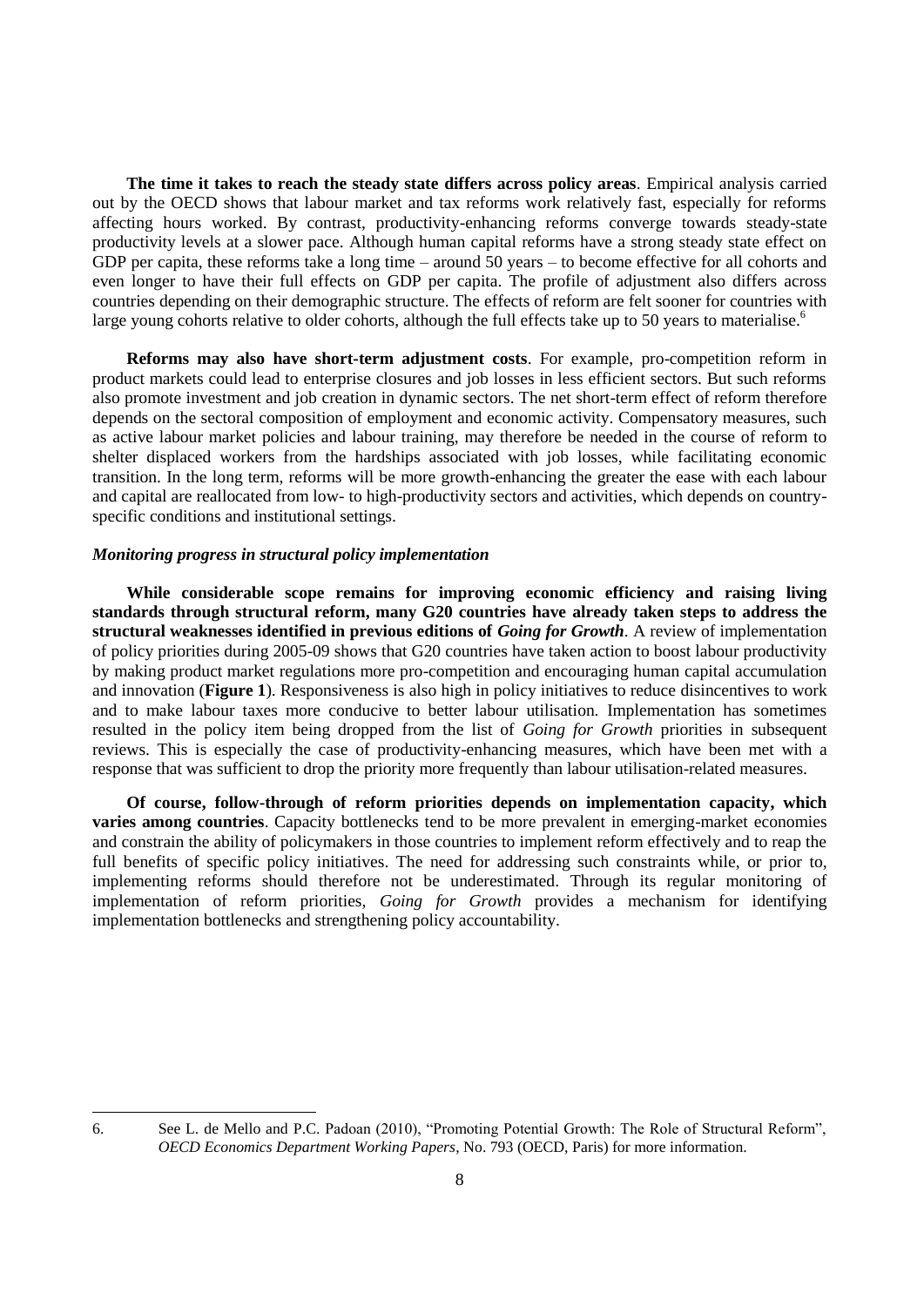**The time it takes to reach the steady state differs across policy areas**. Empirical analysis carried out by the OECD shows that labour market and tax reforms work relatively fast, especially for reforms affecting hours worked. By contrast, productivity-enhancing reforms converge towards steady-state productivity levels at a slower pace. Although human capital reforms have a strong steady state effect on GDP per capita, these reforms take a long time – around 50 years – to become effective for all cohorts and even longer to have their full effects on GDP per capita. The profile of adjustment also differs across countries depending on their demographic structure. The effects of reform are felt sooner for countries with large young cohorts relative to older cohorts, although the full effects take up to 50 years to materialise.[6]

**Reforms may also have short-term adjustment costs**. For example, pro-competition reform in product markets could lead to enterprise closures and job losses in less efficient sectors. But such reforms also promote investment and job creation in dynamic sectors. The net short-term effect of reform therefore depends on the sectoral composition of employment and economic activity. Compensatory measures, such as active labour market policies and labour training, may therefore be needed in the course of reform to shelter displaced workers from the hardships associated with job losses, while facilitating economic transition. In the long term, reforms will be more growth-enhancing the greater the ease with each labour and capital are reallocated from low- to high-productivity sectors and activities, which depends on country-specific conditions and institutional settings.

### *Monitoring progress in structural policy implementation*

**While considerable scope remains for improving economic efficiency and raising living standards through structural reform, many G20 countries have already taken steps to address the structural weaknesses identified in previous editions of *Going for Growth***. A review of implementation of policy priorities during 2005-09 shows that G20 countries have taken action to boost labour productivity by making product market regulations more pro-competition and encouraging human capital accumulation and innovation (**Figure 1**). Responsiveness is also high in policy initiatives to reduce disincentives to work and to make labour taxes more conducive to better labour utilisation. Implementation has sometimes resulted in the policy item being dropped from the list of *Going for Growth* priorities in subsequent reviews. This is especially the case of productivity-enhancing measures, which have been met with a response that was sufficient to drop the priority more frequently than labour utilisation-related measures.

**Of course, follow-through of reform priorities depends on implementation capacity, which varies among countries**. Capacity bottlenecks tend to be more prevalent in emerging-market economies and constrain the ability of policymakers in those countries to implement reform effectively and to reap the full benefits of specific policy initiatives. The need for addressing such constraints while, or prior to, implementing reforms should therefore not be underestimated. Through its regular monitoring of implementation of reform priorities, *Going for Growth* provides a mechanism for identifying implementation bottlenecks and strengthening policy accountability.

---

6. See L. de Mello and P.C. Padoan (2010), "Promoting Potential Growth: The Role of Structural Reform", *OECD Economics Department Working Papers*, No. 793 (OECD, Paris) for more information.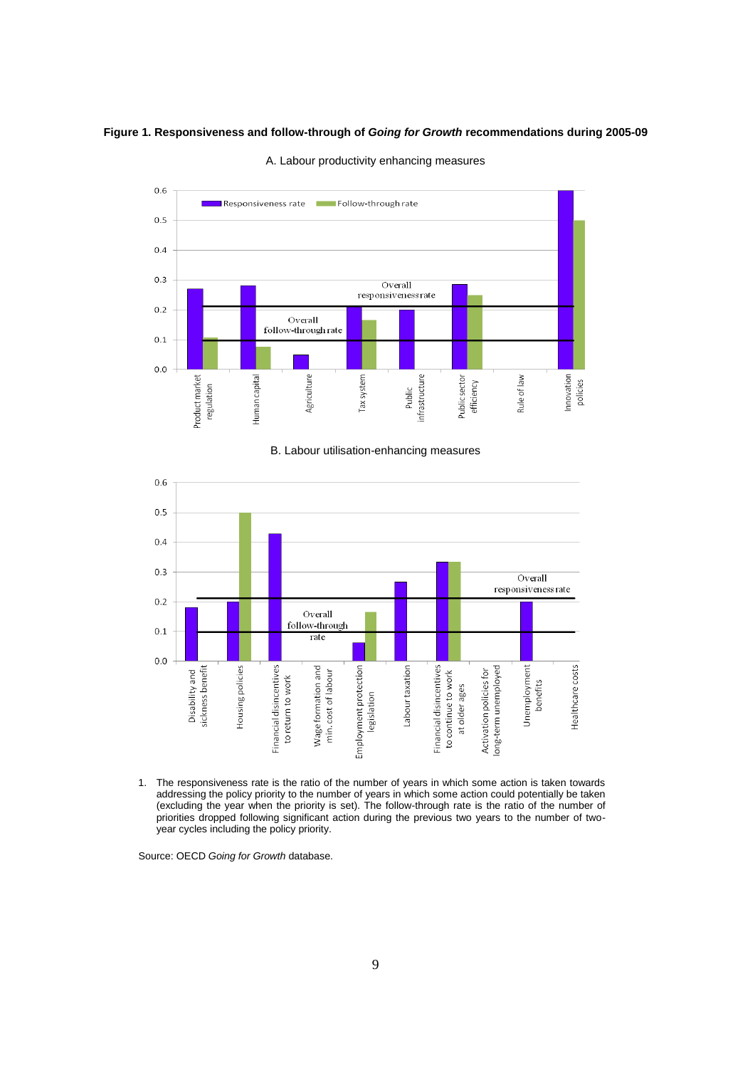**Figure 1. Responsiveness and follow-through of *Going for Growth* recommendations during 2005-09**

A. Labour productivity enhancing measures

B. Labour utilisation-enhancing measures

1. The responsiveness rate is the ratio of the number of years in which some action is taken towards addressing the policy priority to the number of years in which some action could potentially be taken (excluding the year when the priority is set). The follow-through rate is the ratio of the number of priorities dropped following significant action during the previous two years to the number of two-year cycles including the policy priority.

Source: OECD *Going for Growth* database.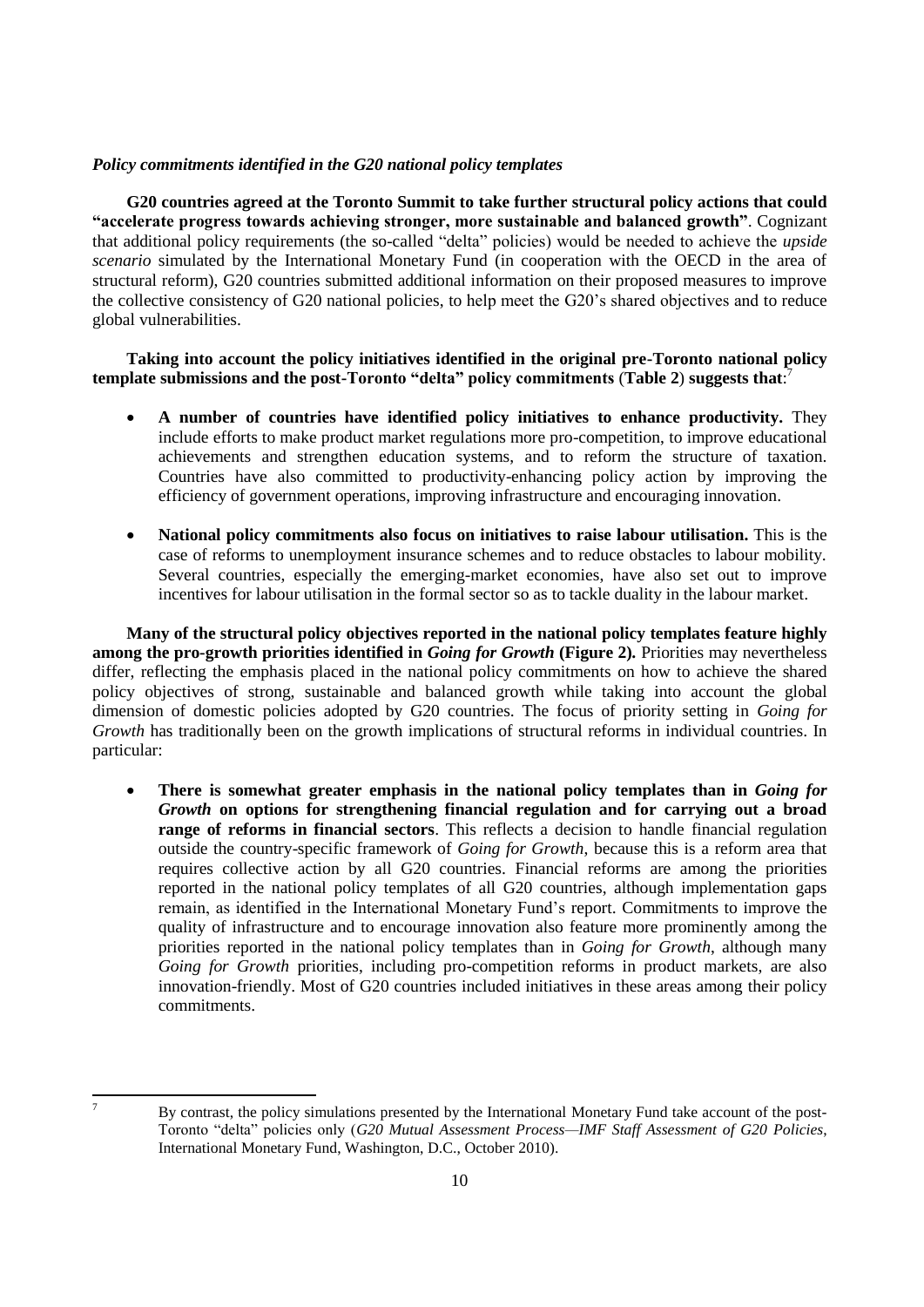### *Policy commitments identified in the G20 national policy templates*

**G20 countries agreed at the Toronto Summit to take further structural policy actions that could "accelerate progress towards achieving stronger, more sustainable and balanced growth"**. Cognizant that additional policy requirements (the so-called "delta" policies) would be needed to achieve the *upside scenario* simulated by the International Monetary Fund (in cooperation with the OECD in the area of structural reform), G20 countries submitted additional information on their proposed measures to improve the collective consistency of G20 national policies, to help meet the G20's shared objectives and to reduce global vulnerabilities.

**Taking into account the policy initiatives identified in the original pre-Toronto national policy template submissions and the post-Toronto "delta" policy commitments (Table 2) suggests that**:[7]

- **A number of countries have identified policy initiatives to enhance productivity.** They include efforts to make product market regulations more pro-competition, to improve educational achievements and strengthen education systems, and to reform the structure of taxation. Countries have also committed to productivity-enhancing policy action by improving the efficiency of government operations, improving infrastructure and encouraging innovation.
- **National policy commitments also focus on initiatives to raise labour utilisation.** This is the case of reforms to unemployment insurance schemes and to reduce obstacles to labour mobility. Several countries, especially the emerging-market economies, have also set out to improve incentives for labour utilisation in the formal sector so as to tackle duality in the labour market.

**Many of the structural policy objectives reported in the national policy templates feature highly among the pro-growth priorities identified in *Going for Growth* (Figure 2).** Priorities may nevertheless differ, reflecting the emphasis placed in the national policy commitments on how to achieve the shared policy objectives of strong, sustainable and balanced growth while taking into account the global dimension of domestic policies adopted by G20 countries. The focus of priority setting in *Going for Growth* has traditionally been on the growth implications of structural reforms in individual countries. In particular:

- **There is somewhat greater emphasis in the national policy templates than in *Going for Growth* on options for strengthening financial regulation and for carrying out a broad range of reforms in financial sectors**. This reflects a decision to handle financial regulation outside the country-specific framework of *Going for Growth*, because this is a reform area that requires collective action by all G20 countries. Financial reforms are among the priorities reported in the national policy templates of all G20 countries, although implementation gaps remain, as identified in the International Monetary Fund's report. Commitments to improve the quality of infrastructure and to encourage innovation also feature more prominently among the priorities reported in the national policy templates than in *Going for Growth*, although many *Going for Growth* priorities, including pro-competition reforms in product markets, are also innovation-friendly. Most of G20 countries included initiatives in these areas among their policy commitments.

---

[7] By contrast, the policy simulations presented by the International Monetary Fund take account of the post-Toronto "delta" policies only (*G20 Mutual Assessment Process—IMF Staff Assessment of G20 Policies*, International Monetary Fund, Washington, D.C., October 2010).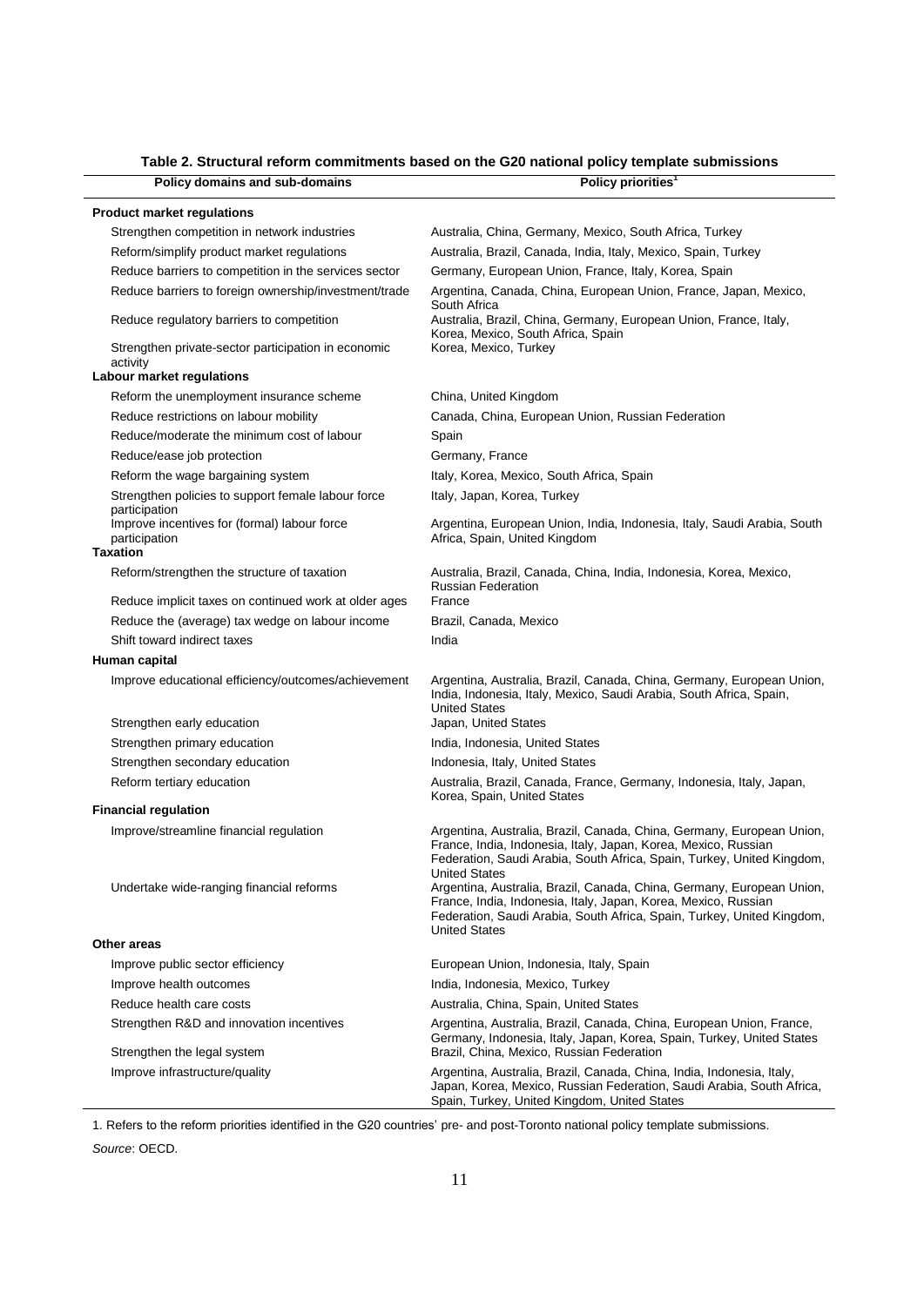**Table 2. Structural reform commitments based on the G20 national policy template submissions**

| Policy domains and sub-domains | Policy priorities[1] |
|---|---|
| **Product market regulations** | |
| Strengthen competition in network industries | Australia, China, Germany, Mexico, South Africa, Turkey |
| Reform/simplify product market regulations | Australia, Brazil, Canada, India, Italy, Mexico, Spain, Turkey |
| Reduce barriers to competition in the services sector | Germany, European Union, France, Italy, Korea, Spain |
| Reduce barriers to foreign ownership/investment/trade | Argentina, Canada, China, European Union, France, Japan, Mexico, South Africa |
| Reduce regulatory barriers to competition | Australia, Brazil, China, Germany, European Union, France, Italy, Korea, Mexico, South Africa, Spain |
| Strengthen private-sector participation in economic activity | Korea, Mexico, Turkey |
| **Labour market regulations** | |
| Reform the unemployment insurance scheme | China, United Kingdom |
| Reduce restrictions on labour mobility | Canada, China, European Union, Russian Federation |
| Reduce/moderate the minimum cost of labour | Spain |
| Reduce/ease job protection | Germany, France |
| Reform the wage bargaining system | Italy, Korea, Mexico, South Africa, Spain |
| Strengthen policies to support female labour force participation | Italy, Japan, Korea, Turkey |
| Improve incentives for (formal) labour force participation | Argentina, European Union, India, Indonesia, Italy, Saudi Arabia, South Africa, Spain, United Kingdom |
| **Taxation** | |
| Reform/strengthen the structure of taxation | Australia, Brazil, Canada, China, India, Indonesia, Korea, Mexico, Russian Federation |
| Reduce implicit taxes on continued work at older ages | France |
| Reduce the (average) tax wedge on labour income | Brazil, Canada, Mexico |
| Shift toward indirect taxes | India |
| **Human capital** | |
| Improve educational efficiency/outcomes/achievement | Argentina, Australia, Brazil, Canada, China, Germany, European Union, India, Indonesia, Italy, Mexico, Saudi Arabia, South Africa, Spain, United States |
| Strengthen early education | Japan, United States |
| Strengthen primary education | India, Indonesia, United States |
| Strengthen secondary education | Indonesia, Italy, United States |
| Reform tertiary education | Australia, Brazil, Canada, France, Germany, Indonesia, Italy, Japan, Korea, Spain, United States |
| **Financial regulation** | |
| Improve/streamline financial regulation | Argentina, Australia, Brazil, Canada, China, Germany, European Union, France, India, Indonesia, Italy, Japan, Korea, Mexico, Russian Federation, Saudi Arabia, South Africa, Spain, Turkey, United Kingdom, United States |
| Undertake wide-ranging financial reforms | Argentina, Australia, Brazil, Canada, China, Germany, European Union, France, India, Indonesia, Italy, Japan, Korea, Mexico, Russian Federation, Saudi Arabia, South Africa, Spain, Turkey, United Kingdom, United States |
| **Other areas** | |
| Improve public sector efficiency | European Union, Indonesia, Italy, Spain |
| Improve health outcomes | India, Indonesia, Mexico, Turkey |
| Reduce health care costs | Australia, China, Spain, United States |
| Strengthen R&D and innovation incentives | Argentina, Australia, Brazil, Canada, China, European Union, France, Germany, Indonesia, Italy, Japan, Korea, Spain, Turkey, United States |
| Strengthen the legal system | Brazil, China, Mexico, Russian Federation |
| Improve infrastructure/quality | Argentina, Australia, Brazil, Canada, China, India, Indonesia, Italy, Japan, Korea, Mexico, Russian Federation, Saudi Arabia, South Africa, Spain, Turkey, United Kingdom, United States |

1. Refers to the reform priorities identified in the G20 countries' pre- and post-Toronto national policy template submissions.

*Source*: OECD.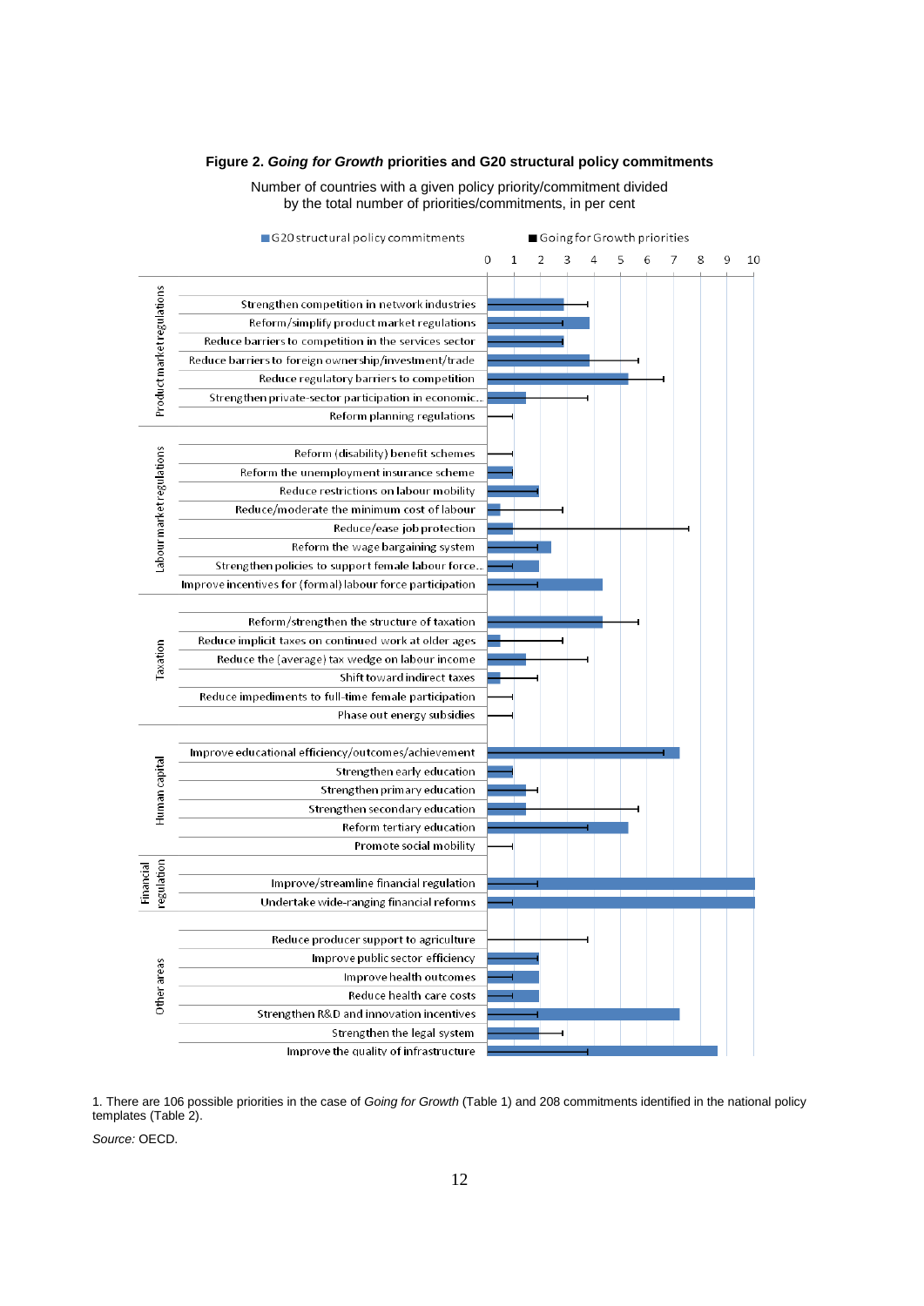**Figure 2. *Going for Growth* priorities and G20 structural policy commitments**

Number of countries with a given policy priority/commitment divided by the total number of priorities/commitments, in per cent

1. There are 106 possible priorities in the case of *Going for Growth* (Table 1) and 208 commitments identified in the national policy templates (Table 2).

*Source:* OECD.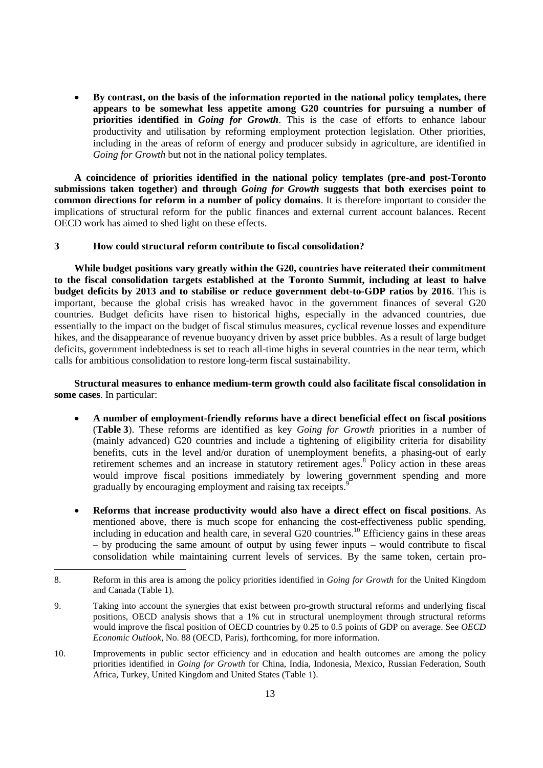- **By contrast, on the basis of the information reported in the national policy templates, there appears to be somewhat less appetite among G20 countries for pursuing a number of priorities identified in *Going for Growth***. This is the case of efforts to enhance labour productivity and utilisation by reforming employment protection legislation. Other priorities, including in the areas of reform of energy and producer subsidy in agriculture, are identified in *Going for Growth* but not in the national policy templates.

**A coincidence of priorities identified in the national policy templates (pre-and post-Toronto submissions taken together) and through *Going for Growth* suggests that both exercises point to common directions for reform in a number of policy domains**. It is therefore important to consider the implications of structural reform for the public finances and external current account balances. Recent OECD work has aimed to shed light on these effects.

## 3 How could structural reform contribute to fiscal consolidation?

**While budget positions vary greatly within the G20, countries have reiterated their commitment to the fiscal consolidation targets established at the Toronto Summit, including at least to halve budget deficits by 2013 and to stabilise or reduce government debt-to-GDP ratios by 2016**. This is important, because the global crisis has wreaked havoc in the government finances of several G20 countries. Budget deficits have risen to historical highs, especially in the advanced countries, due essentially to the impact on the budget of fiscal stimulus measures, cyclical revenue losses and expenditure hikes, and the disappearance of revenue buoyancy driven by asset price bubbles. As a result of large budget deficits, government indebtedness is set to reach all-time highs in several countries in the near term, which calls for ambitious consolidation to restore long-term fiscal sustainability.

**Structural measures to enhance medium-term growth could also facilitate fiscal consolidation in some cases**. In particular:

- **A number of employment-friendly reforms have a direct beneficial effect on fiscal positions** (**Table 3**). These reforms are identified as key *Going for Growth* priorities in a number of (mainly advanced) G20 countries and include a tightening of eligibility criteria for disability benefits, cuts in the level and/or duration of unemployment benefits, a phasing-out of early retirement schemes and an increase in statutory retirement ages.[8] Policy action in these areas would improve fiscal positions immediately by lowering government spending and more gradually by encouraging employment and raising tax receipts.[9]

- **Reforms that increase productivity would also have a direct effect on fiscal positions**. As mentioned above, there is much scope for enhancing the cost-effectiveness public spending, including in education and health care, in several G20 countries.[10] Efficiency gains in these areas – by producing the same amount of output by using fewer inputs – would contribute to fiscal consolidation while maintaining current levels of services. By the same token, certain pro-

---

8. Reform in this area is among the policy priorities identified in *Going for Growth* for the United Kingdom and Canada (Table 1).

9. Taking into account the synergies that exist between pro-growth structural reforms and underlying fiscal positions, OECD analysis shows that a 1% cut in structural unemployment through structural reforms would improve the fiscal position of OECD countries by 0.25 to 0.5 points of GDP on average. See *OECD Economic Outlook*, No. 88 (OECD, Paris), forthcoming, for more information.

10. Improvements in public sector efficiency and in education and health outcomes are among the policy priorities identified in *Going for Growth* for China, India, Indonesia, Mexico, Russian Federation, South Africa, Turkey, United Kingdom and United States (Table 1).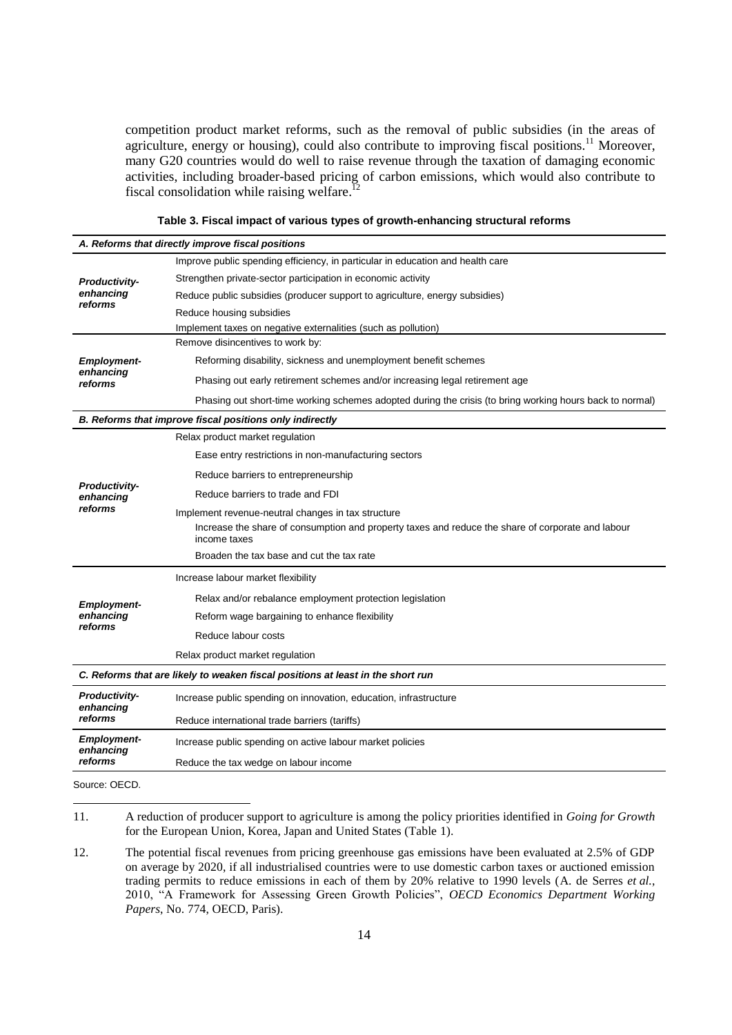competition product market reforms, such as the removal of public subsidies (in the areas of agriculture, energy or housing), could also contribute to improving fiscal positions.[11] Moreover, many G20 countries would do well to raise revenue through the taxation of damaging economic activities, including broader-based pricing of carbon emissions, which would also contribute to fiscal consolidation while raising welfare.[12]

**Table 3. Fiscal impact of various types of growth-enhancing structural reforms**

| | |
|---|---|
| ***A. Reforms that directly improve fiscal positions*** | |
| ***Productivity-enhancing reforms*** | Improve public spending efficiency, in particular in education and health care |
| | Strengthen private-sector participation in economic activity |
| | Reduce public subsidies (producer support to agriculture, energy subsidies) |
| | Reduce housing subsidies |
| | Implement taxes on negative externalities (such as pollution) |
| ***Employment-enhancing reforms*** | Remove disincentives to work by: |
| | Reforming disability, sickness and unemployment benefit schemes |
| | Phasing out early retirement schemes and/or increasing legal retirement age |
| | Phasing out short-time working schemes adopted during the crisis (to bring working hours back to normal) |
| ***B. Reforms that improve fiscal positions only indirectly*** | |
| ***Productivity-enhancing reforms*** | Relax product market regulation |
| | Ease entry restrictions in non-manufacturing sectors |
| | Reduce barriers to entrepreneurship |
| | Reduce barriers to trade and FDI |
| | Implement revenue-neutral changes in tax structure |
| | Increase the share of consumption and property taxes and reduce the share of corporate and labour income taxes |
| | Broaden the tax base and cut the tax rate |
| ***Employment-enhancing reforms*** | Increase labour market flexibility |
| | Relax and/or rebalance employment protection legislation |
| | Reform wage bargaining to enhance flexibility |
| | Reduce labour costs |
| | Relax product market regulation |
| ***C. Reforms that are likely to weaken fiscal positions at least in the short run*** | |
| ***Productivity-enhancing reforms*** | Increase public spending on innovation, education, infrastructure |
| | Reduce international trade barriers (tariffs) |
| ***Employment-enhancing reforms*** | Increase public spending on active labour market policies |
| | Reduce the tax wedge on labour income |

Source: OECD.

11. A reduction of producer support to agriculture is among the policy priorities identified in *Going for Growth* for the European Union, Korea, Japan and United States (Table 1).

12. The potential fiscal revenues from pricing greenhouse gas emissions have been evaluated at 2.5% of GDP on average by 2020, if all industrialised countries were to use domestic carbon taxes or auctioned emission trading permits to reduce emissions in each of them by 20% relative to 1990 levels (A. de Serres *et al.*, 2010, "A Framework for Assessing Green Growth Policies", *OECD Economics Department Working Papers*, No. 774, OECD, Paris).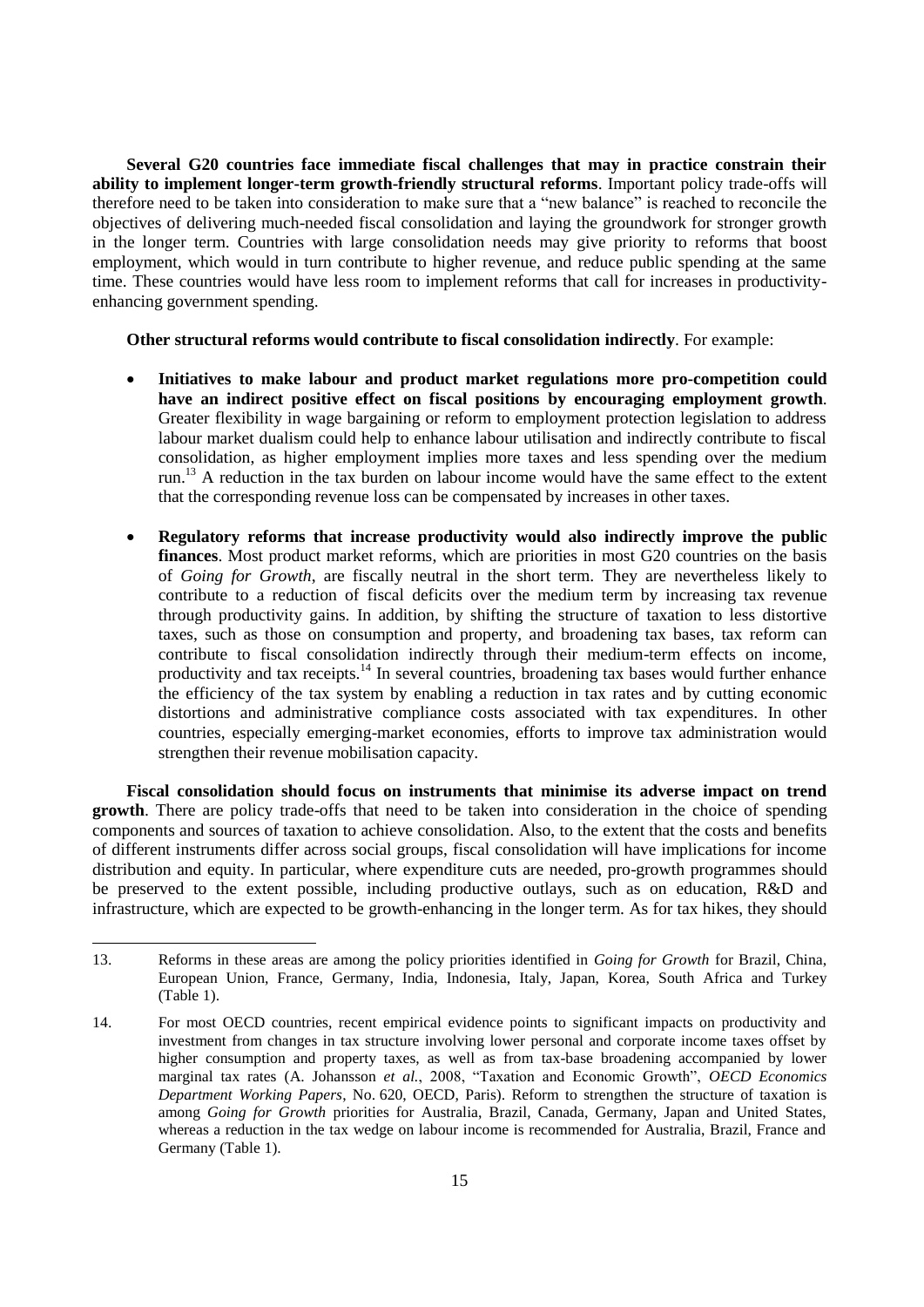**Several G20 countries face immediate fiscal challenges that may in practice constrain their ability to implement longer-term growth-friendly structural reforms**. Important policy trade-offs will therefore need to be taken into consideration to make sure that a "new balance" is reached to reconcile the objectives of delivering much-needed fiscal consolidation and laying the groundwork for stronger growth in the longer term. Countries with large consolidation needs may give priority to reforms that boost employment, which would in turn contribute to higher revenue, and reduce public spending at the same time. These countries would have less room to implement reforms that call for increases in productivity-enhancing government spending.

**Other structural reforms would contribute to fiscal consolidation indirectly**. For example:

- **Initiatives to make labour and product market regulations more pro-competition could have an indirect positive effect on fiscal positions by encouraging employment growth**. Greater flexibility in wage bargaining or reform to employment protection legislation to address labour market dualism could help to enhance labour utilisation and indirectly contribute to fiscal consolidation, as higher employment implies more taxes and less spending over the medium run.[13] A reduction in the tax burden on labour income would have the same effect to the extent that the corresponding revenue loss can be compensated by increases in other taxes.
- **Regulatory reforms that increase productivity would also indirectly improve the public finances**. Most product market reforms, which are priorities in most G20 countries on the basis of *Going for Growth*, are fiscally neutral in the short term. They are nevertheless likely to contribute to a reduction of fiscal deficits over the medium term by increasing tax revenue through productivity gains. In addition, by shifting the structure of taxation to less distortive taxes, such as those on consumption and property, and broadening tax bases, tax reform can contribute to fiscal consolidation indirectly through their medium-term effects on income, productivity and tax receipts.[14] In several countries, broadening tax bases would further enhance the efficiency of the tax system by enabling a reduction in tax rates and by cutting economic distortions and administrative compliance costs associated with tax expenditures. In other countries, especially emerging-market economies, efforts to improve tax administration would strengthen their revenue mobilisation capacity.

**Fiscal consolidation should focus on instruments that minimise its adverse impact on trend growth**. There are policy trade-offs that need to be taken into consideration in the choice of spending components and sources of taxation to achieve consolidation. Also, to the extent that the costs and benefits of different instruments differ across social groups, fiscal consolidation will have implications for income distribution and equity. In particular, where expenditure cuts are needed, pro-growth programmes should be preserved to the extent possible, including productive outlays, such as on education, R&D and infrastructure, which are expected to be growth-enhancing in the longer term. As for tax hikes, they should

---

13. Reforms in these areas are among the policy priorities identified in *Going for Growth* for Brazil, China, European Union, France, Germany, India, Indonesia, Italy, Japan, Korea, South Africa and Turkey (Table 1).

14. For most OECD countries, recent empirical evidence points to significant impacts on productivity and investment from changes in tax structure involving lower personal and corporate income taxes offset by higher consumption and property taxes, as well as from tax-base broadening accompanied by lower marginal tax rates (A. Johansson *et al.*, 2008, "Taxation and Economic Growth", *OECD Economics Department Working Papers*, No. 620, OECD, Paris). Reform to strengthen the structure of taxation is among *Going for Growth* priorities for Australia, Brazil, Canada, Germany, Japan and United States, whereas a reduction in the tax wedge on labour income is recommended for Australia, Brazil, France and Germany (Table 1).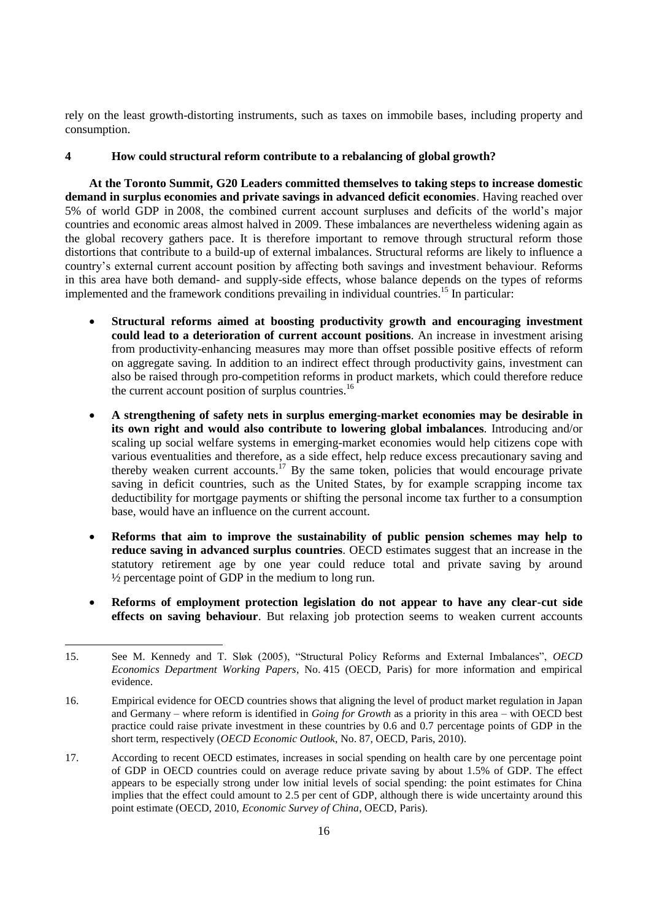rely on the least growth-distorting instruments, such as taxes on immobile bases, including property and consumption.

## 4 How could structural reform contribute to a rebalancing of global growth?

**At the Toronto Summit, G20 Leaders committed themselves to taking steps to increase domestic demand in surplus economies and private savings in advanced deficit economies**. Having reached over 5% of world GDP in 2008, the combined current account surpluses and deficits of the world's major countries and economic areas almost halved in 2009. These imbalances are nevertheless widening again as the global recovery gathers pace. It is therefore important to remove through structural reform those distortions that contribute to a build-up of external imbalances. Structural reforms are likely to influence a country's external current account position by affecting both savings and investment behaviour. Reforms in this area have both demand- and supply-side effects, whose balance depends on the types of reforms implemented and the framework conditions prevailing in individual countries.[15] In particular:

- **Structural reforms aimed at boosting productivity growth and encouraging investment could lead to a deterioration of current account positions**. An increase in investment arising from productivity-enhancing measures may more than offset possible positive effects of reform on aggregate saving. In addition to an indirect effect through productivity gains, investment can also be raised through pro-competition reforms in product markets, which could therefore reduce the current account position of surplus countries.[16]

- **A strengthening of safety nets in surplus emerging-market economies may be desirable in its own right and would also contribute to lowering global imbalances**. Introducing and/or scaling up social welfare systems in emerging-market economies would help citizens cope with various eventualities and therefore, as a side effect, help reduce excess precautionary saving and thereby weaken current accounts.[17] By the same token, policies that would encourage private saving in deficit countries, such as the United States, by for example scrapping income tax deductibility for mortgage payments or shifting the personal income tax further to a consumption base, would have an influence on the current account.

- **Reforms that aim to improve the sustainability of public pension schemes may help to reduce saving in advanced surplus countries**. OECD estimates suggest that an increase in the statutory retirement age by one year could reduce total and private saving by around ½ percentage point of GDP in the medium to long run.

- **Reforms of employment protection legislation do not appear to have any clear-cut side effects on saving behaviour**. But relaxing job protection seems to weaken current accounts

---

15. See M. Kennedy and T. Sløk (2005), "Structural Policy Reforms and External Imbalances", *OECD Economics Department Working Papers*, No. 415 (OECD, Paris) for more information and empirical evidence.

16. Empirical evidence for OECD countries shows that aligning the level of product market regulation in Japan and Germany – where reform is identified in *Going for Growth* as a priority in this area – with OECD best practice could raise private investment in these countries by 0.6 and 0.7 percentage points of GDP in the short term, respectively (*OECD Economic Outlook*, No. 87, OECD, Paris, 2010).

17. According to recent OECD estimates, increases in social spending on health care by one percentage point of GDP in OECD countries could on average reduce private saving by about 1.5% of GDP. The effect appears to be especially strong under low initial levels of social spending: the point estimates for China implies that the effect could amount to 2.5 per cent of GDP, although there is wide uncertainty around this point estimate (OECD, 2010, *Economic Survey of China*, OECD, Paris).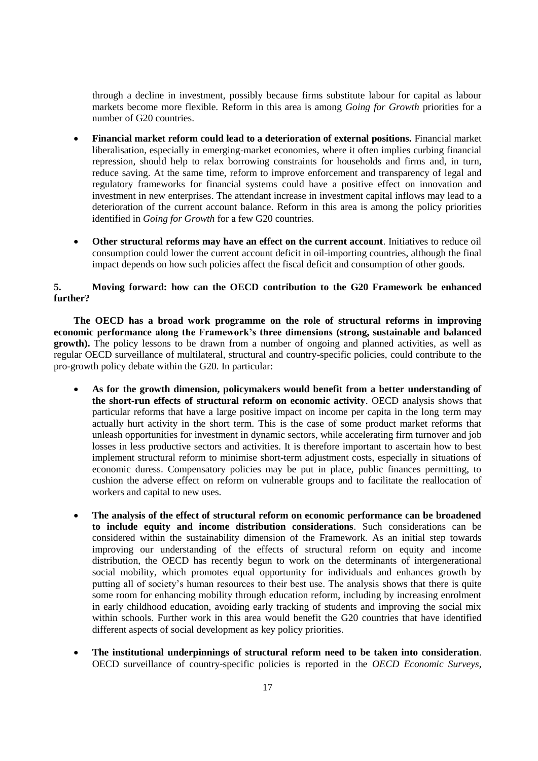through a decline in investment, possibly because firms substitute labour for capital as labour markets become more flexible. Reform in this area is among *Going for Growth* priorities for a number of G20 countries.

- **Financial market reform could lead to a deterioration of external positions.** Financial market liberalisation, especially in emerging-market economies, where it often implies curbing financial repression, should help to relax borrowing constraints for households and firms and, in turn, reduce saving. At the same time, reform to improve enforcement and transparency of legal and regulatory frameworks for financial systems could have a positive effect on innovation and investment in new enterprises. The attendant increase in investment capital inflows may lead to a deterioration of the current account balance. Reform in this area is among the policy priorities identified in *Going for Growth* for a few G20 countries.

- **Other structural reforms may have an effect on the current account**. Initiatives to reduce oil consumption could lower the current account deficit in oil-importing countries, although the final impact depends on how such policies affect the fiscal deficit and consumption of other goods.

## 5. Moving forward: how can the OECD contribution to the G20 Framework be enhanced further?

**The OECD has a broad work programme on the role of structural reforms in improving economic performance along the Framework's three dimensions (strong, sustainable and balanced growth).** The policy lessons to be drawn from a number of ongoing and planned activities, as well as regular OECD surveillance of multilateral, structural and country-specific policies, could contribute to the pro-growth policy debate within the G20. In particular:

- **As for the growth dimension, policymakers would benefit from a better understanding of the short-run effects of structural reform on economic activity**. OECD analysis shows that particular reforms that have a large positive impact on income per capita in the long term may actually hurt activity in the short term. This is the case of some product market reforms that unleash opportunities for investment in dynamic sectors, while accelerating firm turnover and job losses in less productive sectors and activities. It is therefore important to ascertain how to best implement structural reform to minimise short-term adjustment costs, especially in situations of economic duress. Compensatory policies may be put in place, public finances permitting, to cushion the adverse effect on reform on vulnerable groups and to facilitate the reallocation of workers and capital to new uses.

- **The analysis of the effect of structural reform on economic performance can be broadened to include equity and income distribution considerations**. Such considerations can be considered within the sustainability dimension of the Framework. As an initial step towards improving our understanding of the effects of structural reform on equity and income distribution, the OECD has recently begun to work on the determinants of intergenerational social mobility, which promotes equal opportunity for individuals and enhances growth by putting all of society's human resources to their best use. The analysis shows that there is quite some room for enhancing mobility through education reform, including by increasing enrolment in early childhood education, avoiding early tracking of students and improving the social mix within schools. Further work in this area would benefit the G20 countries that have identified different aspects of social development as key policy priorities.

- **The institutional underpinnings of structural reform need to be taken into consideration**. OECD surveillance of country-specific policies is reported in the *OECD Economic Surveys*,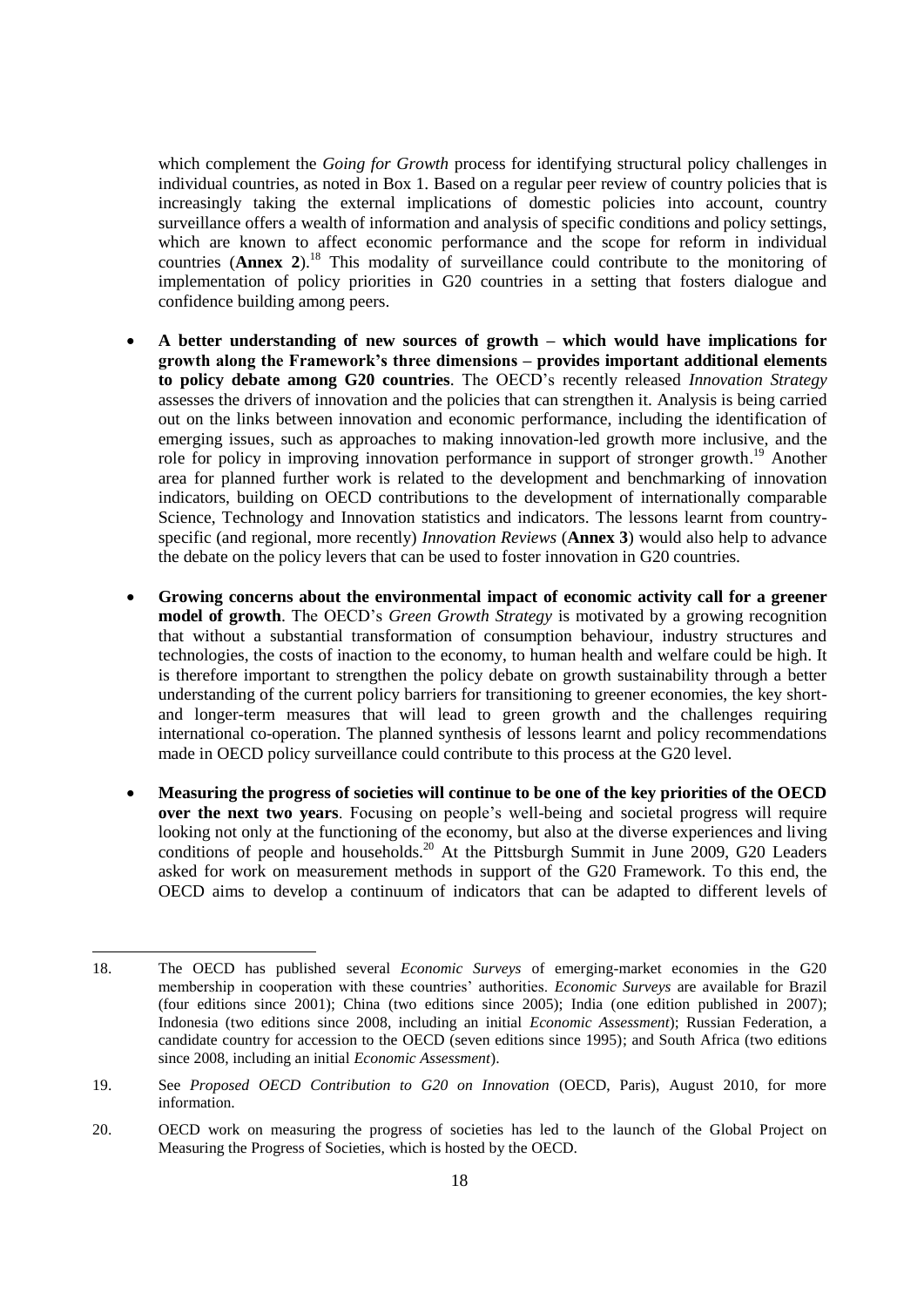which complement the *Going for Growth* process for identifying structural policy challenges in individual countries, as noted in Box 1. Based on a regular peer review of country policies that is increasingly taking the external implications of domestic policies into account, country surveillance offers a wealth of information and analysis of specific conditions and policy settings, which are known to affect economic performance and the scope for reform in individual countries (**Annex 2**).[18] This modality of surveillance could contribute to the monitoring of implementation of policy priorities in G20 countries in a setting that fosters dialogue and confidence building among peers.

- **A better understanding of new sources of growth – which would have implications for growth along the Framework's three dimensions – provides important additional elements to policy debate among G20 countries**. The OECD's recently released *Innovation Strategy* assesses the drivers of innovation and the policies that can strengthen it. Analysis is being carried out on the links between innovation and economic performance, including the identification of emerging issues, such as approaches to making innovation-led growth more inclusive, and the role for policy in improving innovation performance in support of stronger growth.[19] Another area for planned further work is related to the development and benchmarking of innovation indicators, building on OECD contributions to the development of internationally comparable Science, Technology and Innovation statistics and indicators. The lessons learnt from country-specific (and regional, more recently) *Innovation Reviews* (**Annex 3**) would also help to advance the debate on the policy levers that can be used to foster innovation in G20 countries.

- **Growing concerns about the environmental impact of economic activity call for a greener model of growth**. The OECD's *Green Growth Strategy* is motivated by a growing recognition that without a substantial transformation of consumption behaviour, industry structures and technologies, the costs of inaction to the economy, to human health and welfare could be high. It is therefore important to strengthen the policy debate on growth sustainability through a better understanding of the current policy barriers for transitioning to greener economies, the key short- and longer-term measures that will lead to green growth and the challenges requiring international co-operation. The planned synthesis of lessons learnt and policy recommendations made in OECD policy surveillance could contribute to this process at the G20 level.

- **Measuring the progress of societies will continue to be one of the key priorities of the OECD over the next two years**. Focusing on people's well-being and societal progress will require looking not only at the functioning of the economy, but also at the diverse experiences and living conditions of people and households.[20] At the Pittsburgh Summit in June 2009, G20 Leaders asked for work on measurement methods in support of the G20 Framework. To this end, the OECD aims to develop a continuum of indicators that can be adapted to different levels of

---

18. The OECD has published several *Economic Surveys* of emerging-market economies in the G20 membership in cooperation with these countries' authorities. *Economic Surveys* are available for Brazil (four editions since 2001); China (two editions since 2005); India (one edition published in 2007); Indonesia (two editions since 2008, including an initial *Economic Assessment*); Russian Federation, a candidate country for accession to the OECD (seven editions since 1995); and South Africa (two editions since 2008, including an initial *Economic Assessment*).

19. See *Proposed OECD Contribution to G20 on Innovation* (OECD, Paris), August 2010, for more information.

20. OECD work on measuring the progress of societies has led to the launch of the Global Project on Measuring the Progress of Societies, which is hosted by the OECD.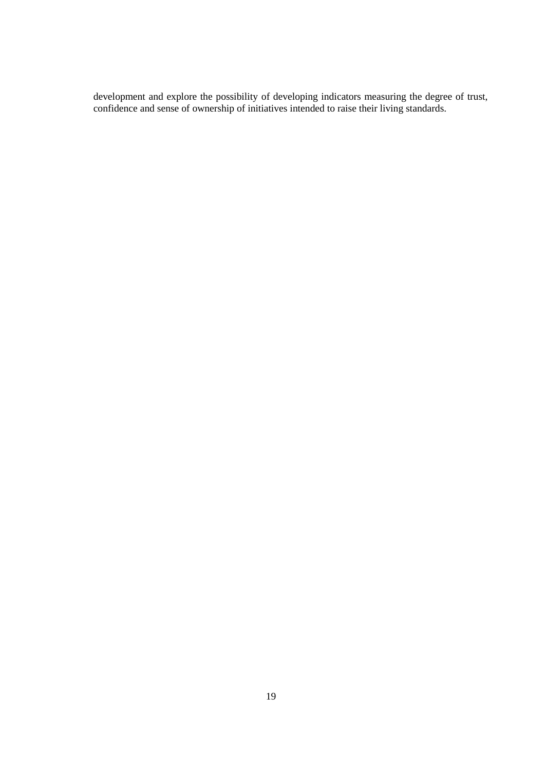development and explore the possibility of developing indicators measuring the degree of trust, confidence and sense of ownership of initiatives intended to raise their living standards.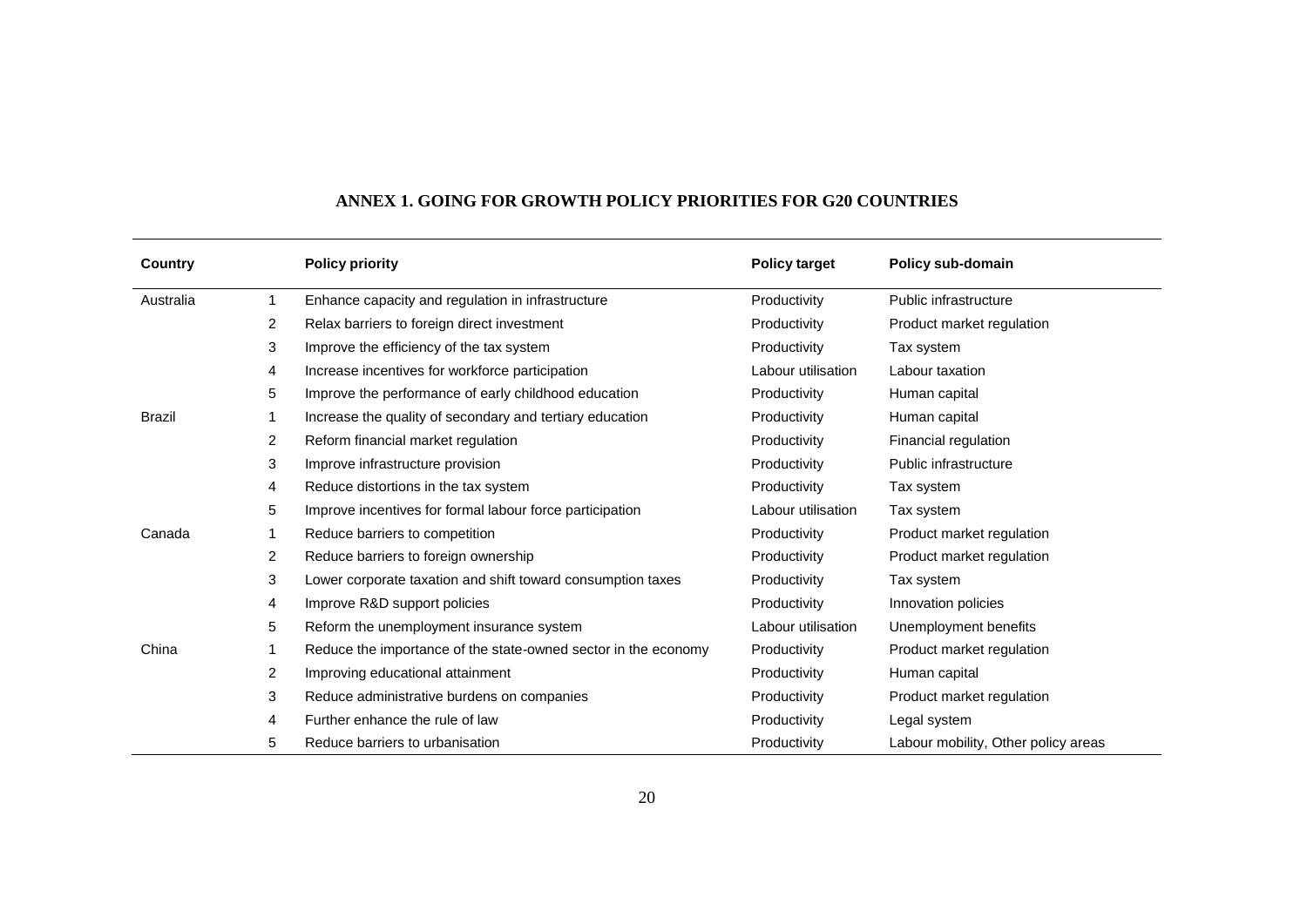# ANNEX 1. GOING FOR GROWTH POLICY PRIORITIES FOR G20 COUNTRIES

| Country | | Policy priority | Policy target | Policy sub-domain |
|---|---|---|---|---|
| Australia | 1 | Enhance capacity and regulation in infrastructure | Productivity | Public infrastructure |
| | 2 | Relax barriers to foreign direct investment | Productivity | Product market regulation |
| | 3 | Improve the efficiency of the tax system | Productivity | Tax system |
| | 4 | Increase incentives for workforce participation | Labour utilisation | Labour taxation |
| | 5 | Improve the performance of early childhood education | Productivity | Human capital |
| Brazil | 1 | Increase the quality of secondary and tertiary education | Productivity | Human capital |
| | 2 | Reform financial market regulation | Productivity | Financial regulation |
| | 3 | Improve infrastructure provision | Productivity | Public infrastructure |
| | 4 | Reduce distortions in the tax system | Productivity | Tax system |
| | 5 | Improve incentives for formal labour force participation | Labour utilisation | Tax system |
| Canada | 1 | Reduce barriers to competition | Productivity | Product market regulation |
| | 2 | Reduce barriers to foreign ownership | Productivity | Product market regulation |
| | 3 | Lower corporate taxation and shift toward consumption taxes | Productivity | Tax system |
| | 4 | Improve R&D support policies | Productivity | Innovation policies |
| | 5 | Reform the unemployment insurance system | Labour utilisation | Unemployment benefits |
| China | 1 | Reduce the importance of the state-owned sector in the economy | Productivity | Product market regulation |
| | 2 | Improving educational attainment | Productivity | Human capital |
| | 3 | Reduce administrative burdens on companies | Productivity | Product market regulation |
| | 4 | Further enhance the rule of law | Productivity | Legal system |
| | 5 | Reduce barriers to urbanisation | Productivity | Labour mobility, Other policy areas |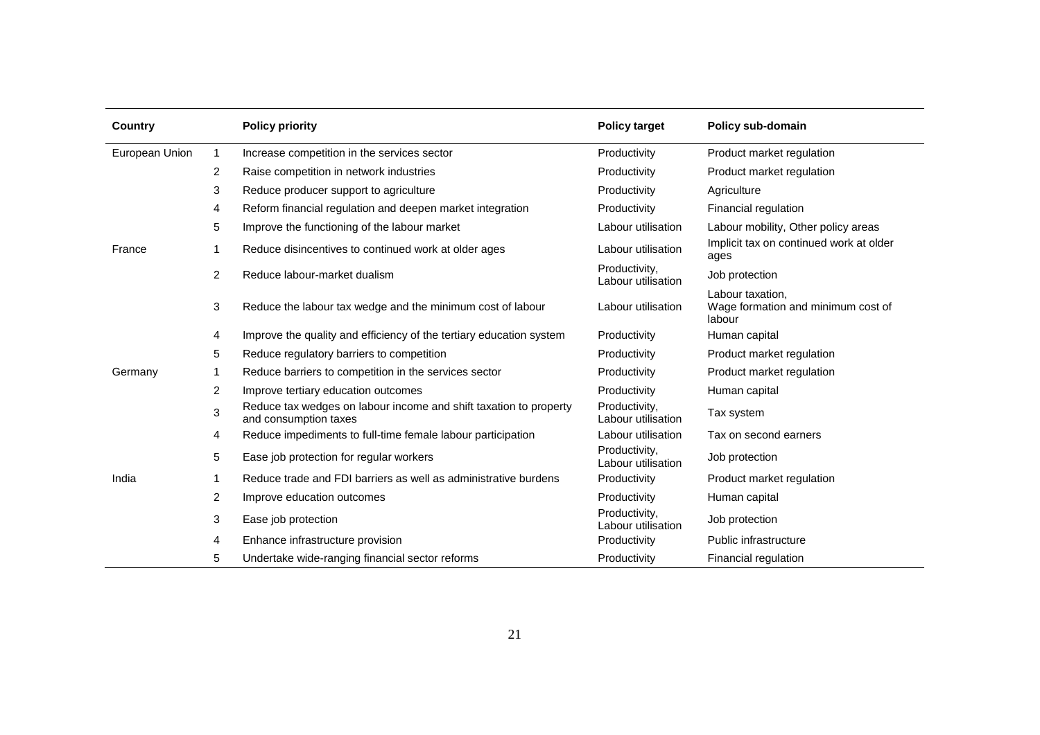| Country | | Policy priority | Policy target | Policy sub-domain |
|---|---|---|---|---|
| European Union | 1 | Increase competition in the services sector | Productivity | Product market regulation |
| | 2 | Raise competition in network industries | Productivity | Product market regulation |
| | 3 | Reduce producer support to agriculture | Productivity | Agriculture |
| | 4 | Reform financial regulation and deepen market integration | Productivity | Financial regulation |
| | 5 | Improve the functioning of the labour market | Labour utilisation | Labour mobility, Other policy areas |
| France | 1 | Reduce disincentives to continued work at older ages | Labour utilisation | Implicit tax on continued work at older ages |
| | 2 | Reduce labour-market dualism | Productivity, Labour utilisation | Job protection |
| | 3 | Reduce the labour tax wedge and the minimum cost of labour | Labour utilisation | Labour taxation, Wage formation and minimum cost of labour |
| | 4 | Improve the quality and efficiency of the tertiary education system | Productivity | Human capital |
| | 5 | Reduce regulatory barriers to competition | Productivity | Product market regulation |
| Germany | 1 | Reduce barriers to competition in the services sector | Productivity | Product market regulation |
| | 2 | Improve tertiary education outcomes | Productivity | Human capital |
| | 3 | Reduce tax wedges on labour income and shift taxation to property and consumption taxes | Productivity, Labour utilisation | Tax system |
| | 4 | Reduce impediments to full-time female labour participation | Labour utilisation | Tax on second earners |
| | 5 | Ease job protection for regular workers | Productivity, Labour utilisation | Job protection |
| India | 1 | Reduce trade and FDI barriers as well as administrative burdens | Productivity | Product market regulation |
| | 2 | Improve education outcomes | Productivity | Human capital |
| | 3 | Ease job protection | Productivity, Labour utilisation | Job protection |
| | 4 | Enhance infrastructure provision | Productivity | Public infrastructure |
| | 5 | Undertake wide-ranging financial sector reforms | Productivity | Financial regulation |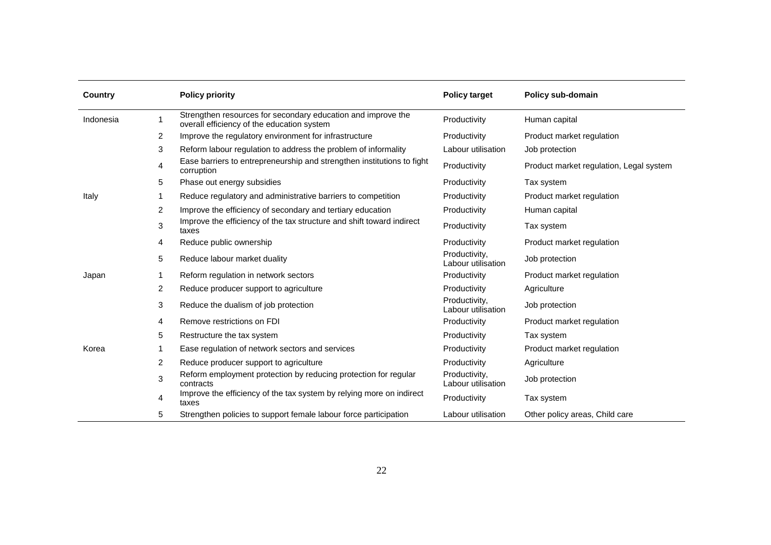| Country | | Policy priority | Policy target | Policy sub-domain |
|---|---|---|---|---|
| Indonesia | 1 | Strengthen resources for secondary education and improve the overall efficiency of the education system | Productivity | Human capital |
| | 2 | Improve the regulatory environment for infrastructure | Productivity | Product market regulation |
| | 3 | Reform labour regulation to address the problem of informality | Labour utilisation | Job protection |
| | 4 | Ease barriers to entrepreneurship and strengthen institutions to fight corruption | Productivity | Product market regulation, Legal system |
| | 5 | Phase out energy subsidies | Productivity | Tax system |
| Italy | 1 | Reduce regulatory and administrative barriers to competition | Productivity | Product market regulation |
| | 2 | Improve the efficiency of secondary and tertiary education | Productivity | Human capital |
| | 3 | Improve the efficiency of the tax structure and shift toward indirect taxes | Productivity | Tax system |
| | 4 | Reduce public ownership | Productivity | Product market regulation |
| | 5 | Reduce labour market duality | Productivity, Labour utilisation | Job protection |
| Japan | 1 | Reform regulation in network sectors | Productivity | Product market regulation |
| | 2 | Reduce producer support to agriculture | Productivity | Agriculture |
| | 3 | Reduce the dualism of job protection | Productivity, Labour utilisation | Job protection |
| | 4 | Remove restrictions on FDI | Productivity | Product market regulation |
| | 5 | Restructure the tax system | Productivity | Tax system |
| Korea | 1 | Ease regulation of network sectors and services | Productivity | Product market regulation |
| | 2 | Reduce producer support to agriculture | Productivity | Agriculture |
| | 3 | Reform employment protection by reducing protection for regular contracts | Productivity, Labour utilisation | Job protection |
| | 4 | Improve the efficiency of the tax system by relying more on indirect taxes | Productivity | Tax system |
| | 5 | Strengthen policies to support female labour force participation | Labour utilisation | Other policy areas, Child care |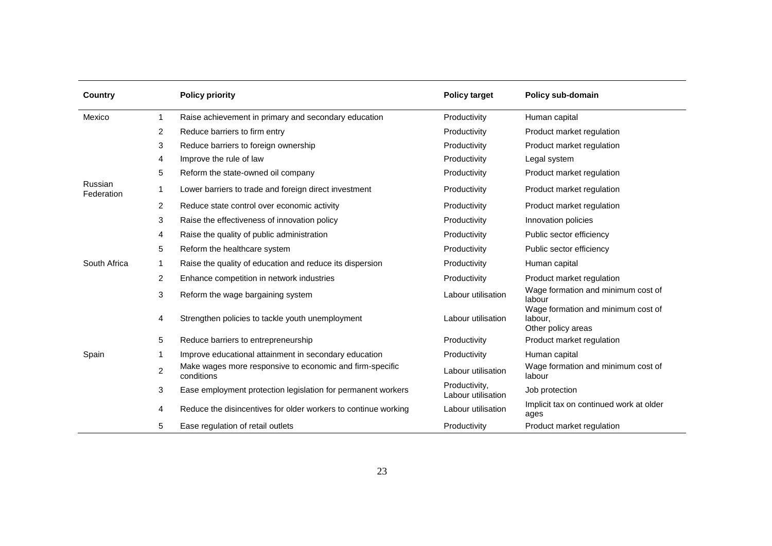| Country | | Policy priority | Policy target | Policy sub-domain |
|---|---|---|---|---|
| Mexico | 1 | Raise achievement in primary and secondary education | Productivity | Human capital |
| | 2 | Reduce barriers to firm entry | Productivity | Product market regulation |
| | 3 | Reduce barriers to foreign ownership | Productivity | Product market regulation |
| | 4 | Improve the rule of law | Productivity | Legal system |
| | 5 | Reform the state-owned oil company | Productivity | Product market regulation |
| Russian Federation | 1 | Lower barriers to trade and foreign direct investment | Productivity | Product market regulation |
| | 2 | Reduce state control over economic activity | Productivity | Product market regulation |
| | 3 | Raise the effectiveness of innovation policy | Productivity | Innovation policies |
| | 4 | Raise the quality of public administration | Productivity | Public sector efficiency |
| | 5 | Reform the healthcare system | Productivity | Public sector efficiency |
| South Africa | 1 | Raise the quality of education and reduce its dispersion | Productivity | Human capital |
| | 2 | Enhance competition in network industries | Productivity | Product market regulation |
| | 3 | Reform the wage bargaining system | Labour utilisation | Wage formation and minimum cost of labour |
| | 4 | Strengthen policies to tackle youth unemployment | Labour utilisation | Wage formation and minimum cost of labour, Other policy areas |
| | 5 | Reduce barriers to entrepreneurship | Productivity | Product market regulation |
| Spain | 1 | Improve educational attainment in secondary education | Productivity | Human capital |
| | 2 | Make wages more responsive to economic and firm-specific conditions | Labour utilisation | Wage formation and minimum cost of labour |
| | 3 | Ease employment protection legislation for permanent workers | Productivity, Labour utilisation | Job protection |
| | 4 | Reduce the disincentives for older workers to continue working | Labour utilisation | Implicit tax on continued work at older ages |
| | 5 | Ease regulation of retail outlets | Productivity | Product market regulation |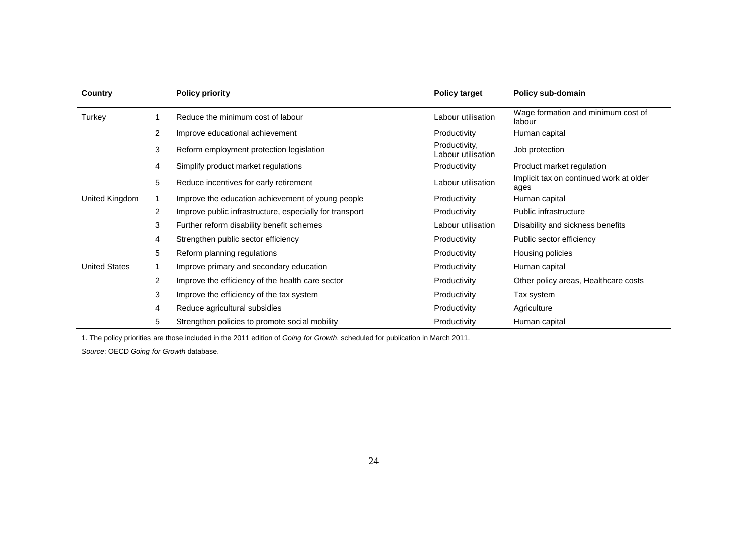| Country | | Policy priority | Policy target | Policy sub-domain |
|---|---|---|---|---|
| Turkey | 1 | Reduce the minimum cost of labour | Labour utilisation | Wage formation and minimum cost of labour |
| | 2 | Improve educational achievement | Productivity | Human capital |
| | 3 | Reform employment protection legislation | Productivity, Labour utilisation | Job protection |
| | 4 | Simplify product market regulations | Productivity | Product market regulation |
| | 5 | Reduce incentives for early retirement | Labour utilisation | Implicit tax on continued work at older ages |
| United Kingdom | 1 | Improve the education achievement of young people | Productivity | Human capital |
| | 2 | Improve public infrastructure, especially for transport | Productivity | Public infrastructure |
| | 3 | Further reform disability benefit schemes | Labour utilisation | Disability and sickness benefits |
| | 4 | Strengthen public sector efficiency | Productivity | Public sector efficiency |
| | 5 | Reform planning regulations | Productivity | Housing policies |
| United States | 1 | Improve primary and secondary education | Productivity | Human capital |
| | 2 | Improve the efficiency of the health care sector | Productivity | Other policy areas, Healthcare costs |
| | 3 | Improve the efficiency of the tax system | Productivity | Tax system |
| | 4 | Reduce agricultural subsidies | Productivity | Agriculture |
| | 5 | Strengthen policies to promote social mobility | Productivity | Human capital |

1. The policy priorities are those included in the 2011 edition of *Going for Growth*, scheduled for publication in March 2011.

*Source*: OECD *Going for Growth* database.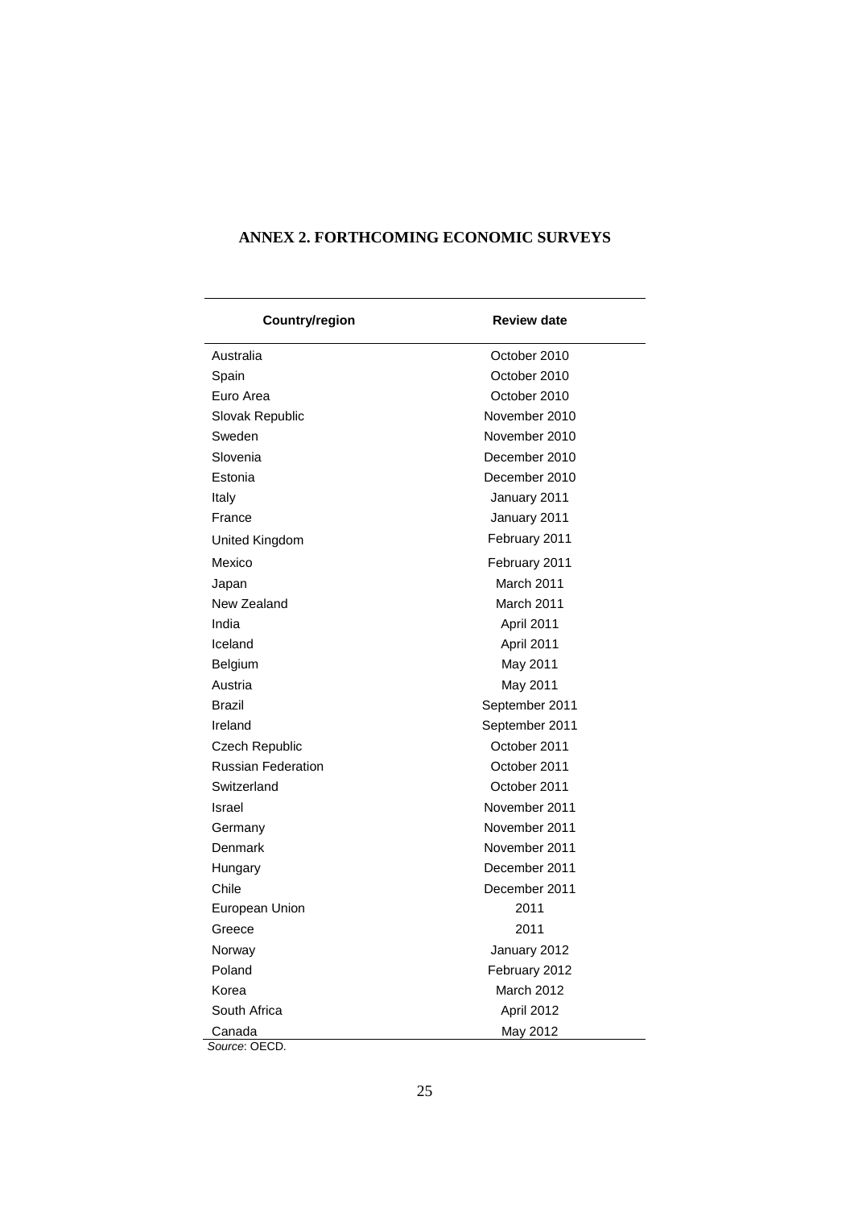## ANNEX 2. FORTHCOMING ECONOMIC SURVEYS

| Country/region | Review date |
|---|---|
| Australia | October 2010 |
| Spain | October 2010 |
| Euro Area | October 2010 |
| Slovak Republic | November 2010 |
| Sweden | November 2010 |
| Slovenia | December 2010 |
| Estonia | December 2010 |
| Italy | January 2011 |
| France | January 2011 |
| United Kingdom | February 2011 |
| Mexico | February 2011 |
| Japan | March 2011 |
| New Zealand | March 2011 |
| India | April 2011 |
| Iceland | April 2011 |
| Belgium | May 2011 |
| Austria | May 2011 |
| Brazil | September 2011 |
| Ireland | September 2011 |
| Czech Republic | October 2011 |
| Russian Federation | October 2011 |
| Switzerland | October 2011 |
| Israel | November 2011 |
| Germany | November 2011 |
| Denmark | November 2011 |
| Hungary | December 2011 |
| Chile | December 2011 |
| European Union | 2011 |
| Greece | 2011 |
| Norway | January 2012 |
| Poland | February 2012 |
| Korea | March 2012 |
| South Africa | April 2012 |
| Canada | May 2012 |

*Source*: OECD.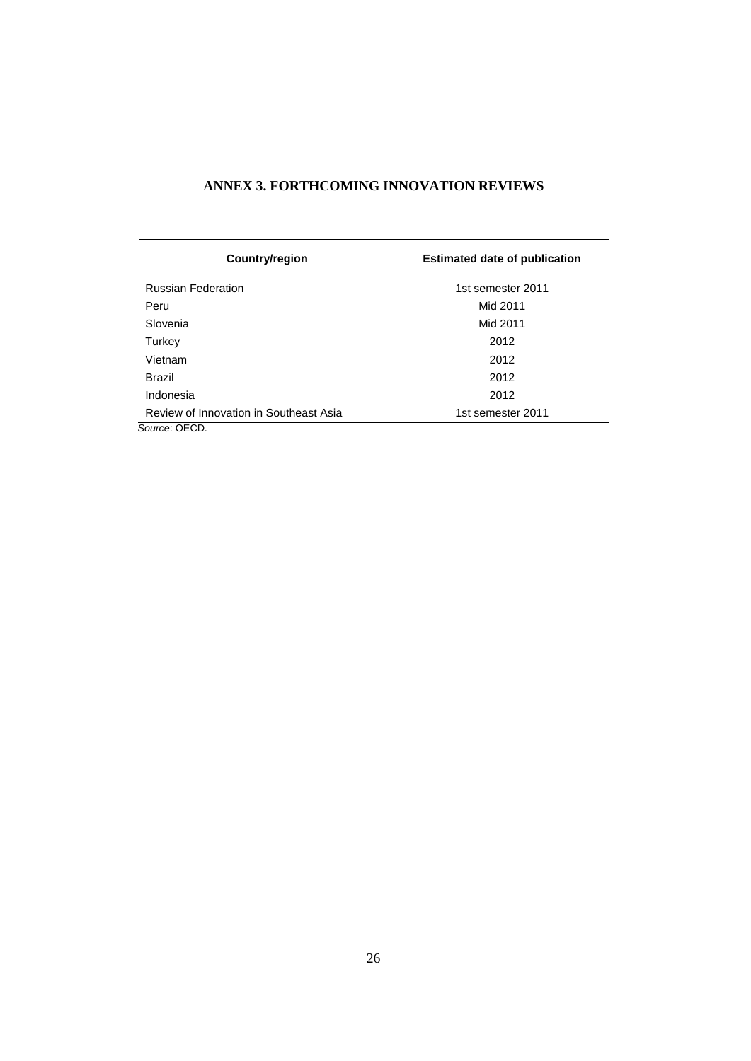## ANNEX 3. FORTHCOMING INNOVATION REVIEWS

| Country/region | Estimated date of publication |
|---|---|
| Russian Federation | 1st semester 2011 |
| Peru | Mid 2011 |
| Slovenia | Mid 2011 |
| Turkey | 2012 |
| Vietnam | 2012 |
| Brazil | 2012 |
| Indonesia | 2012 |
| Review of Innovation in Southeast Asia | 1st semester 2011 |

*Source*: OECD.